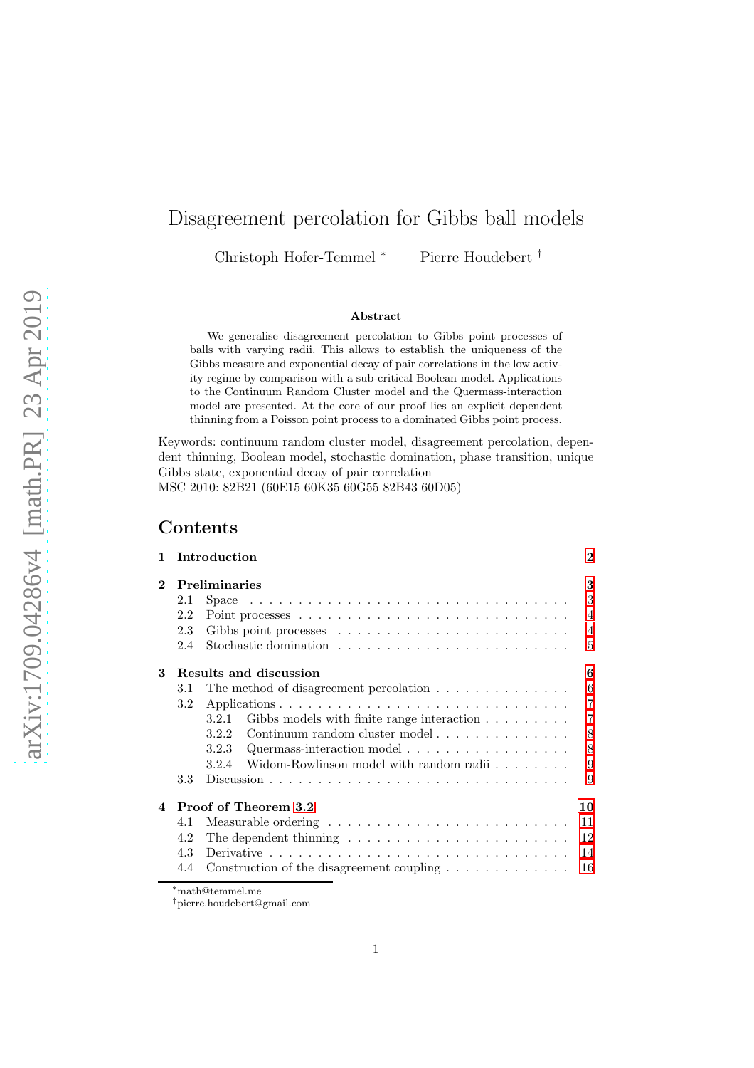# Disagreement percolation for Gibbs ball models

Christoph Hofer-Temmel [*] Pierre Houdebert [†]

### Abstract

We generalise disagreement percolation to Gibbs point processes of balls with varying radii. This allows to establish the uniqueness of the Gibbs measure and exponential decay of pair correlations in the low activity regime by comparison with a sub-critical Boolean model. Applications to the Continuum Random Cluster model and the Quermass-interaction model are presented. At the core of our proof lies an explicit dependent thinning from a Poisson point process to a dominated Gibbs point process.

Keywords: continuum random cluster model, disagreement percolation, dependent thinning, Boolean model, stochastic domination, phase transition, unique Gibbs state, exponential decay of pair correlation

MSC 2010: 82B21 (60E15 60K35 60G55 82B43 60D05)

## Contents

| | | |
|---|---|---|
| **1** | **Introduction** | **2** |
| **2** | **Preliminaries** | **3** |
| 2.1 | Space | 3 |
| 2.2 | Point processes | 4 |
| 2.3 | Gibbs point processes | 4 |
| 2.4 | Stochastic domination | 5 |
| **3** | **Results and discussion** | **6** |
| 3.1 | The method of disagreement percolation | 6 |
| 3.2 | Applications | 7 |
| 3.2.1 | Gibbs models with finite range interaction | 7 |
| 3.2.2 | Continuum random cluster model | 8 |
| 3.2.3 | Quermass-interaction model | 8 |
| 3.2.4 | Widom-Rowlinson model with random radii | 9 |
| 3.3 | Discussion | 9 |
| **4** | **Proof of Theorem 3.2** | **10** |
| 4.1 | Measurable ordering | 11 |
| 4.2 | The dependent thinning | 12 |
| 4.3 | Derivative | 14 |
| 4.4 | Construction of the disagreement coupling | 16 |

[*] math@temmel.me

[†] pierre.houdebert@gmail.com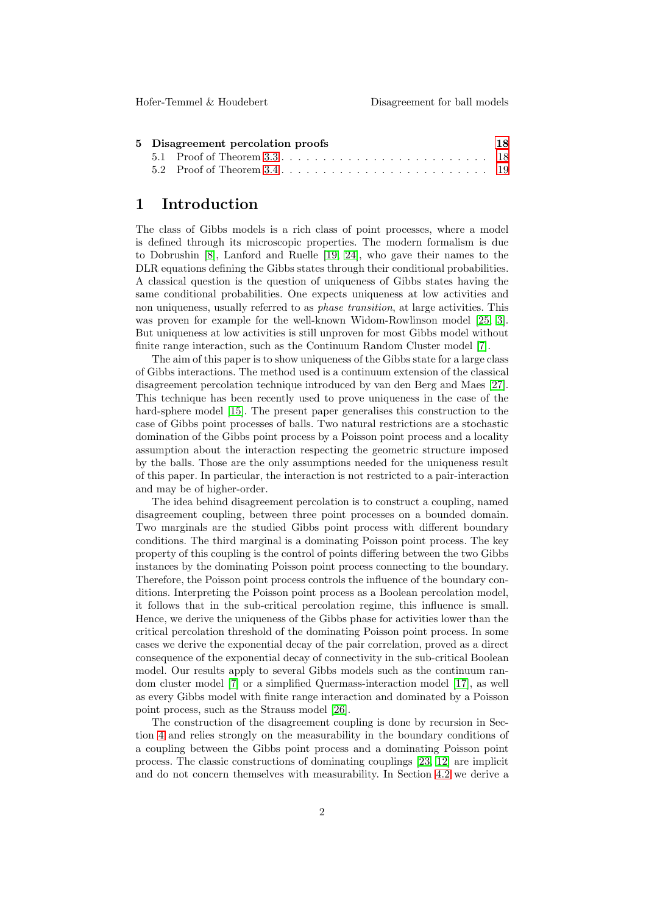| 5 Disagreement percolation proofs | 18 |
|---|---|
| 5.1 Proof of Theorem 3.3 | 18 |
| 5.2 Proof of Theorem 3.4 | 19 |

# 1 Introduction

The class of Gibbs models is a rich class of point processes, where a model is defined through its microscopic properties. The modern formalism is due to Dobrushin [8], Lanford and Ruelle [19, 24], who gave their names to the DLR equations defining the Gibbs states through their conditional probabilities. A classical question is the question of uniqueness of Gibbs states having the same conditional probabilities. One expects uniqueness at low activities and non uniqueness, usually referred to as *phase transition*, at large activities. This was proven for example for the well-known Widom-Rowlinson model [25, 3]. But uniqueness at low activities is still unproven for most Gibbs model without finite range interaction, such as the Continuum Random Cluster model [7].

The aim of this paper is to show uniqueness of the Gibbs state for a large class of Gibbs interactions. The method used is a continuum extension of the classical disagreement percolation technique introduced by van den Berg and Maes [27]. This technique has been recently used to prove uniqueness in the case of the hard-sphere model [15]. The present paper generalises this construction to the case of Gibbs point processes of balls. Two natural restrictions are a stochastic domination of the Gibbs point process by a Poisson point process and a locality assumption about the interaction respecting the geometric structure imposed by the balls. Those are the only assumptions needed for the uniqueness result of this paper. In particular, the interaction is not restricted to a pair-interaction and may be of higher-order.

The idea behind disagreement percolation is to construct a coupling, named disagreement coupling, between three point processes on a bounded domain. Two marginals are the studied Gibbs point process with different boundary conditions. The third marginal is a dominating Poisson point process. The key property of this coupling is the control of points differing between the two Gibbs instances by the dominating Poisson point process connecting to the boundary. Therefore, the Poisson point process controls the influence of the boundary conditions. Interpreting the Poisson point process as a Boolean percolation model, it follows that in the sub-critical percolation regime, this influence is small. Hence, we derive the uniqueness of the Gibbs phase for activities lower than the critical percolation threshold of the dominating Poisson point process. In some cases we derive the exponential decay of the pair correlation, proved as a direct consequence of the exponential decay of connectivity in the sub-critical Boolean model. Our results apply to several Gibbs models such as the continuum random cluster model [7] or a simplified Quermass-interaction model [17], as well as every Gibbs model with finite range interaction and dominated by a Poisson point process, such as the Strauss model [26].

The construction of the disagreement coupling is done by recursion in Section 4 and relies strongly on the measurability in the boundary conditions of a coupling between the Gibbs point process and a dominating Poisson point process. The classic constructions of dominating couplings [23, 12] are implicit and do not concern themselves with measurability. In Section 4.2 we derive a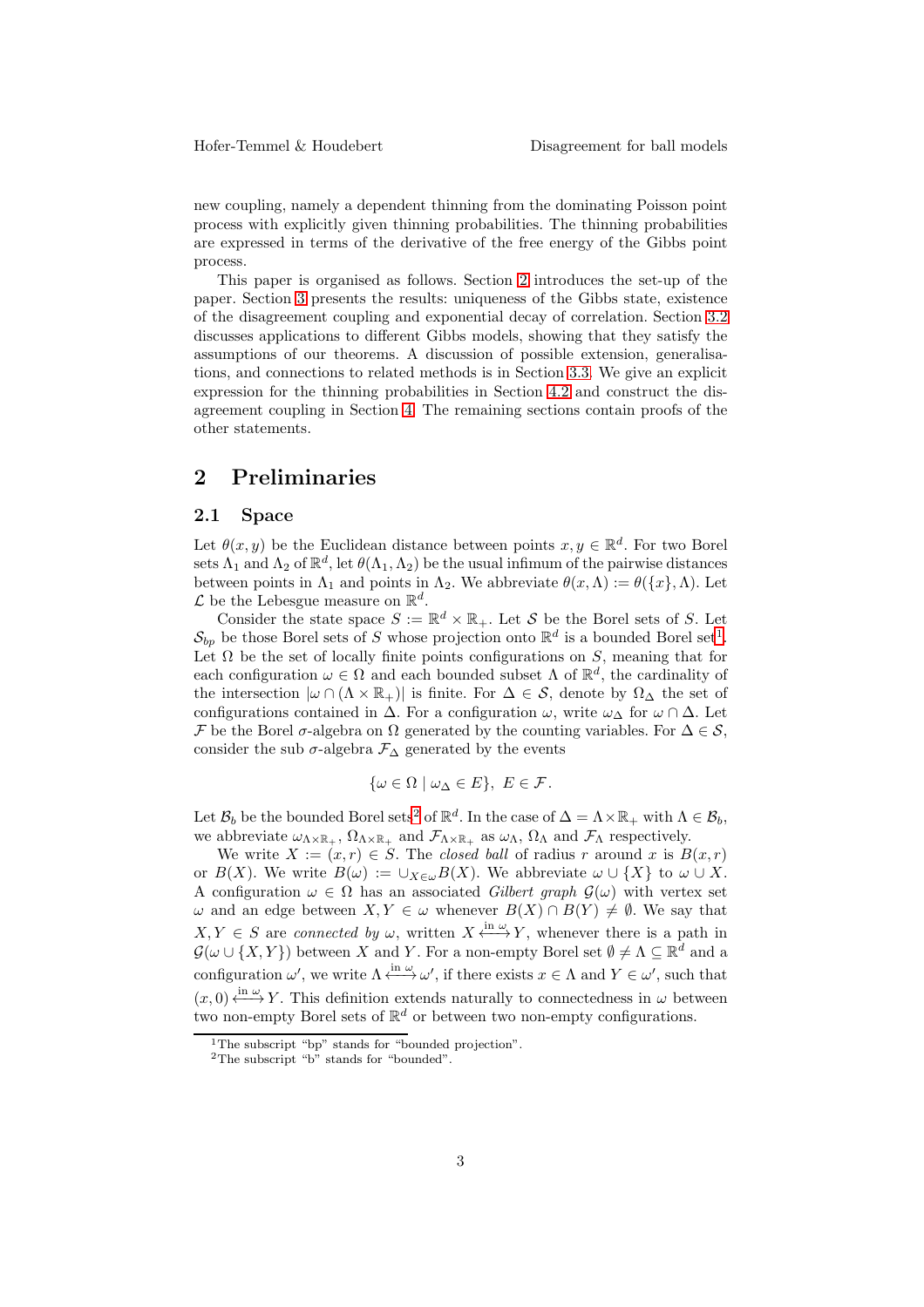new coupling, namely a dependent thinning from the dominating Poisson point process with explicitly given thinning probabilities. The thinning probabilities are expressed in terms of the derivative of the free energy of the Gibbs point process.

This paper is organised as follows. Section 2 introduces the set-up of the paper. Section 3 presents the results: uniqueness of the Gibbs state, existence of the disagreement coupling and exponential decay of correlation. Section 3.2 discusses applications to different Gibbs models, showing that they satisfy the assumptions of our theorems. A discussion of possible extension, generalisations, and connections to related methods is in Section 3.3. We give an explicit expression for the thinning probabilities in Section 4.2 and construct the disagreement coupling in Section 4. The remaining sections contain proofs of the other statements.

## 2 Preliminaries

### 2.1 Space

Let $\theta(x, y)$ be the Euclidean distance between points $x, y \in \mathbb{R}^d$. For two Borel sets $\Lambda_1$ and $\Lambda_2$ of $\mathbb{R}^d$, let $\theta(\Lambda_1, \Lambda_2)$ be the usual infimum of the pairwise distances between points in $\Lambda_1$ and points in $\Lambda_2$. We abbreviate $\theta(x, \Lambda) := \theta(\{x\}, \Lambda)$. Let $\mathcal{L}$ be the Lebesgue measure on $\mathbb{R}^d$.

Consider the state space $S := \mathbb{R}^d \times \mathbb{R}_+$. Let $\mathcal{S}$ be the Borel sets of $S$. Let $\mathcal{S}_{bp}$ be those Borel sets of $S$ whose projection onto $\mathbb{R}^d$ is a bounded Borel set[1]. Let $\Omega$ be the set of locally finite points configurations on $S$, meaning that for each configuration $\omega \in \Omega$ and each bounded subset $\Lambda$ of $\mathbb{R}^d$, the cardinality of the intersection $|\omega \cap (\Lambda \times \mathbb{R}_+)|$ is finite. For $\Delta \in \mathcal{S}$, denote by $\Omega_\Delta$ the set of configurations contained in $\Delta$. For a configuration $\omega$, write $\omega_\Delta$ for $\omega \cap \Delta$. Let $\mathcal{F}$ be the Borel $\sigma$-algebra on $\Omega$ generated by the counting variables. For $\Delta \in \mathcal{S}$, consider the sub $\sigma$-algebra $\mathcal{F}_\Delta$ generated by the events

$$\{\omega \in \Omega \mid \omega_\Delta \in E\},\ E \in \mathcal{F}.$$

Let $\mathcal{B}_b$ be the bounded Borel sets[2] of $\mathbb{R}^d$. In the case of $\Delta = \Lambda \times \mathbb{R}_+$ with $\Lambda \in \mathcal{B}_b$, we abbreviate $\omega_{\Lambda\times\mathbb{R}_+}$, $\Omega_{\Lambda\times\mathbb{R}_+}$ and $\mathcal{F}_{\Lambda\times\mathbb{R}_+}$ as $\omega_\Lambda$, $\Omega_\Lambda$ and $\mathcal{F}_\Lambda$ respectively.

We write $X := (x, r) \in S$. The *closed ball* of radius $r$ around $x$ is $B(x, r)$ or $B(X)$. We write $B(\omega) := \cup_{X\in\omega} B(X)$. We abbreviate $\omega \cup \{X\}$ to $\omega \cup X$. A configuration $\omega \in \Omega$ has an associated *Gilbert graph* $\mathcal{G}(\omega)$ with vertex set $\omega$ and an edge between $X, Y \in \omega$ whenever $B(X) \cap B(Y) \neq \emptyset$. We say that $X, Y \in S$ are *connected by* $\omega$, written $X \overset{\text{in } \omega}{\longleftrightarrow} Y$, whenever there is a path in $\mathcal{G}(\omega \cup \{X, Y\})$ between $X$ and $Y$. For a non-empty Borel set $\emptyset \neq \Lambda \subseteq \mathbb{R}^d$ and a configuration $\omega'$, we write $\Lambda \overset{\text{in } \omega}{\longleftrightarrow} \omega'$, if there exists $x \in \Lambda$ and $Y \in \omega'$, such that $(x, 0) \overset{\text{in } \omega}{\longleftrightarrow} Y$. This definition extends naturally to connectedness in $\omega$ between two non-empty Borel sets of $\mathbb{R}^d$ or between two non-empty configurations.

[1] The subscript "bp" stands for "bounded projection".

[2] The subscript "b" stands for "bounded".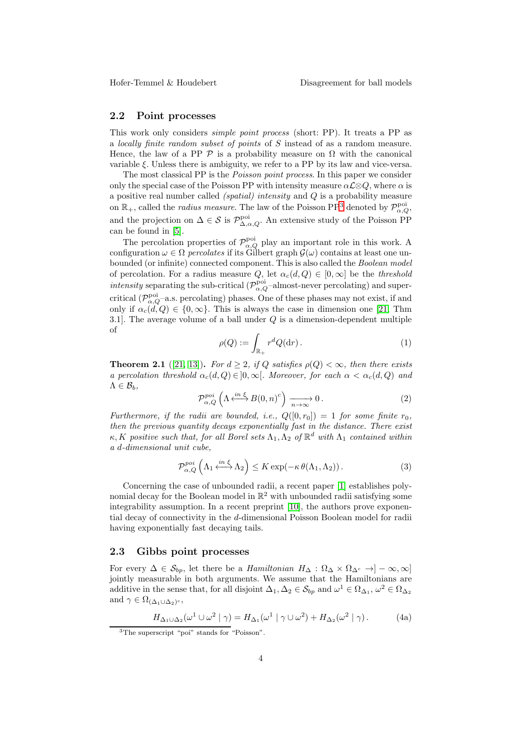## 2.2 Point processes

This work only considers *simple point process* (short: PP). It treats a PP as a *locally finite random subset of points* of $S$ instead of as a random measure. Hence, the law of a PP $\mathcal{P}$ is a probability measure on $\Omega$ with the canonical variable $\xi$. Unless there is ambiguity, we refer to a PP by its law and vice-versa.

The most classical PP is the *Poisson point process*. In this paper we consider only the special case of the Poisson PP with intensity measure $\alpha\mathcal{L}\otimes Q$, where $\alpha$ is a positive real number called *(spatial) intensity* and $Q$ is a probability measure on $\mathbb{R}_+$, called the *radius measure*. The law of the Poisson PP[3] denoted by $\mathcal{P}^{\text{poi}}_{\alpha,Q}$, and the projection on $\Delta \in \mathcal{S}$ is $\mathcal{P}^{\text{poi}}_{\Delta,\alpha,Q}$. An extensive study of the Poisson PP can be found in [5].

The percolation properties of $\mathcal{P}^{\text{poi}}_{\alpha,Q}$ play an important role in this work. A configuration $\omega \in \Omega$ *percolates* if its Gilbert graph $\mathcal{G}(\omega)$ contains at least one unbounded (or infinite) connected component. This is also called the *Boolean model* of percolation. For a radius measure $Q$, let $\alpha_c(d,Q) \in [0,\infty]$ be the *threshold intensity* separating the sub-critical ($\mathcal{P}^{\text{poi}}_{\alpha,Q}$–almost-never percolating) and super-critical ($\mathcal{P}^{\text{poi}}_{\alpha,Q}$–a.s. percolating) phases. One of these phases may not exist, if and only if $\alpha_c(d,Q) \in \{0,\infty\}$. This is always the case in dimension one [21, Thm 3.1]. The average volume of a ball under $Q$ is a dimension-dependent multiple of

$$\rho(Q) := \int_{\mathbb{R}_+} r^d Q(\mathrm{d}r)\,. \tag{1}$$

**Theorem 2.1** ([21, 13])**.** *For $d \geq 2$, if $Q$ satisfies $\rho(Q) < \infty$, then there exists a percolation threshold $\alpha_c(d,Q) \in ]0,\infty[$. Moreover, for each $\alpha < \alpha_c(d,Q)$ and $\Lambda \in \mathcal{B}_b$,*

$$\mathcal{P}^{poi}_{\alpha,Q}\left(\Lambda \xleftrightarrow{in\ \xi} B(0,n)^c\right) \xrightarrow[n\to\infty]{} 0\,. \tag{2}$$

*Furthermore, if the radii are bounded, i.e., $Q([0,r_0]) = 1$ for some finite $r_0$, then the previous quantity decays exponentially fast in the distance. There exist $\kappa, K$ positive such that, for all Borel sets $\Lambda_1, \Lambda_2$ of $\mathbb{R}^d$ with $\Lambda_1$ contained within a $d$-dimensional unit cube,*

$$\mathcal{P}^{poi}_{\alpha,Q}\left(\Lambda_1 \xleftrightarrow{in\ \xi} \Lambda_2\right) \leq K \exp(-\kappa\, \theta(\Lambda_1,\Lambda_2))\,. \tag{3}$$

Concerning the case of unbounded radii, a recent paper [1] establishes polynomial decay for the Boolean model in $\mathbb{R}^2$ with unbounded radii satisfying some integrability assumption. In a recent preprint [10], the authors prove exponential decay of connectivity in the $d$-dimensional Poisson Boolean model for radii having exponentially fast decaying tails.

## 2.3 Gibbs point processes

For every $\Delta \in \mathcal{S}_{bp}$, let there be a *Hamiltonian* $H_\Delta : \Omega_\Delta \times \Omega_{\Delta^c} \to ]-\infty,\infty]$ jointly measurable in both arguments. We assume that the Hamiltonians are additive in the sense that, for all disjoint $\Delta_1, \Delta_2 \in \mathcal{S}_{bp}$ and $\omega^1 \in \Omega_{\Delta_1}$, $\omega^2 \in \Omega_{\Delta_2}$ and $\gamma \in \Omega_{(\Delta_1\cup\Delta_2)^c}$,

$$H_{\Delta_1\cup\Delta_2}(\omega^1 \cup \omega^2 \mid \gamma) = H_{\Delta_1}(\omega^1 \mid \gamma \cup \omega^2) + H_{\Delta_2}(\omega^2 \mid \gamma)\,. \tag{4a}$$

[3] The superscript "poi" stands for "Poisson".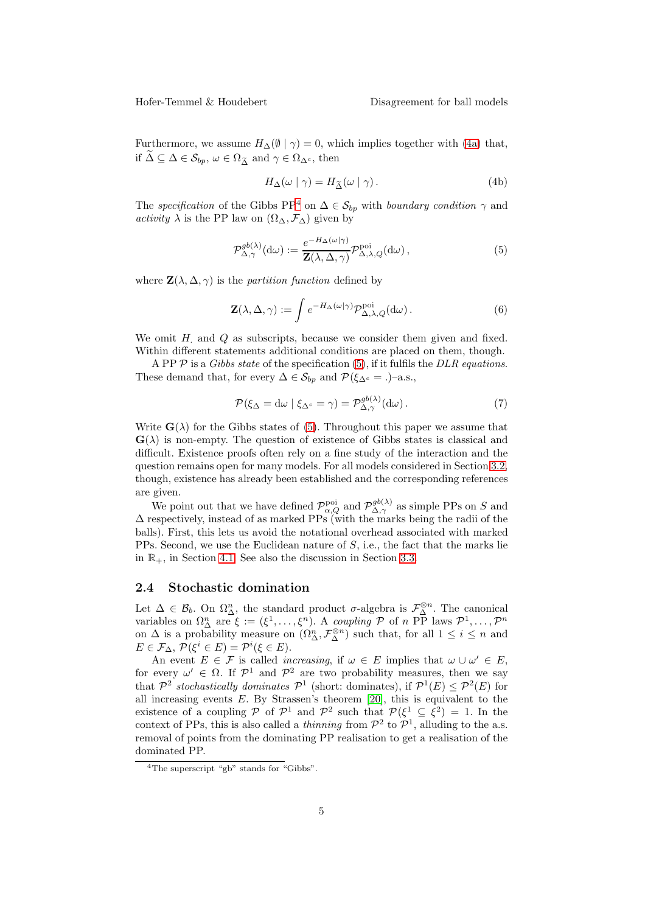Furthermore, we assume $H_\Delta(\emptyset \mid \gamma) = 0$, which implies together with (4a) that, if $\widetilde{\Delta} \subseteq \Delta \in \mathcal{S}_{bp}$, $\omega \in \Omega_{\widetilde{\Delta}}$ and $\gamma \in \Omega_{\Delta^c}$, then

$$H_\Delta(\omega \mid \gamma) = H_{\widetilde{\Delta}}(\omega \mid \gamma)\,. \tag{4b}$$

The *specification* of the Gibbs PP[4] on $\Delta \in \mathcal{S}_{bp}$ with *boundary condition* $\gamma$ and *activity* $\lambda$ is the PP law on $(\Omega_\Delta, \mathcal{F}_\Delta)$ given by

$$\mathcal{P}^{gb(\lambda)}_{\Delta,\gamma}(\mathrm{d}\omega) := \frac{e^{-H_\Delta(\omega|\gamma)}}{\mathbf{Z}(\lambda,\Delta,\gamma)} \mathcal{P}^{\mathrm{poi}}_{\Delta,\lambda,Q}(\mathrm{d}\omega)\,, \tag{5}$$

where $\mathbf{Z}(\lambda,\Delta,\gamma)$ is the *partition function* defined by

$$\mathbf{Z}(\lambda,\Delta,\gamma) := \int e^{-H_\Delta(\omega|\gamma)} \mathcal{P}^{\mathrm{poi}}_{\Delta,\lambda,Q}(\mathrm{d}\omega)\,. \tag{6}$$

We omit $H_\cdot$ and $Q$ as subscripts, because we consider them given and fixed. Within different statements additional conditions are placed on them, though.

A PP $\mathcal{P}$ is a *Gibbs state* of the specification (5), if it fulfils the *DLR equations*. These demand that, for every $\Delta \in \mathcal{S}_{bp}$ and $\mathcal{P}(\xi_{\Delta^c} = .)$–a.s.,

$$\mathcal{P}(\xi_\Delta = \mathrm{d}\omega \mid \xi_{\Delta^c} = \gamma) = \mathcal{P}^{gb(\lambda)}_{\Delta,\gamma}(\mathrm{d}\omega)\,. \tag{7}$$

Write $\mathbf{G}(\lambda)$ for the Gibbs states of (5). Throughout this paper we assume that $\mathbf{G}(\lambda)$ is non-empty. The question of existence of Gibbs states is classical and difficult. Existence proofs often rely on a fine study of the interaction and the question remains open for many models. For all models considered in Section 3.2, though, existence has already been established and the corresponding references are given.

We point out that we have defined $\mathcal{P}^{\mathrm{poi}}_{\alpha,Q}$ and $\mathcal{P}^{gb(\lambda)}_{\Delta,\gamma}$ as simple PPs on $S$ and $\Delta$ respectively, instead of as marked PPs (with the marks being the radii of the balls). First, this lets us avoid the notational overhead associated with marked PPs. Second, we use the Euclidean nature of $S$, i.e., the fact that the marks lie in $\mathbb{R}_+$, in Section 4.1. See also the discussion in Section 3.3.

## 2.4 Stochastic domination

Let $\Delta \in \mathcal{B}_b$. On $\Omega_\Delta^n$, the standard product $\sigma$-algebra is $\mathcal{F}_\Delta^{\otimes n}$. The canonical variables on $\Omega_\Delta^n$ are $\xi := (\xi^1,\ldots,\xi^n)$. A *coupling* $\mathcal{P}$ of $n$ PP laws $\mathcal{P}^1,\ldots,\mathcal{P}^n$ on $\Delta$ is a probability measure on $(\Omega_\Delta^n, \mathcal{F}_\Delta^{\otimes n})$ such that, for all $1 \leq i \leq n$ and $E \in \mathcal{F}_\Delta$, $\mathcal{P}(\xi^i \in E) = \mathcal{P}^i(\xi \in E)$.

An event $E \in \mathcal{F}$ is called *increasing*, if $\omega \in E$ implies that $\omega \cup \omega' \in E$, for every $\omega' \in \Omega$. If $\mathcal{P}^1$ and $\mathcal{P}^2$ are two probability measures, then we say that $\mathcal{P}^2$ *stochastically dominates* $\mathcal{P}^1$ (short: dominates), if $\mathcal{P}^1(E) \leq \mathcal{P}^2(E)$ for all increasing events $E$. By Strassen's theorem [20], this is equivalent to the existence of a coupling $\mathcal{P}$ of $\mathcal{P}^1$ and $\mathcal{P}^2$ such that $\mathcal{P}(\xi^1 \subseteq \xi^2) = 1$. In the context of PPs, this is also called a *thinning* from $\mathcal{P}^2$ to $\mathcal{P}^1$, alluding to the a.s. removal of points from the dominating PP realisation to get a realisation of the dominated PP.

[4] The superscript "gb" stands for "Gibbs".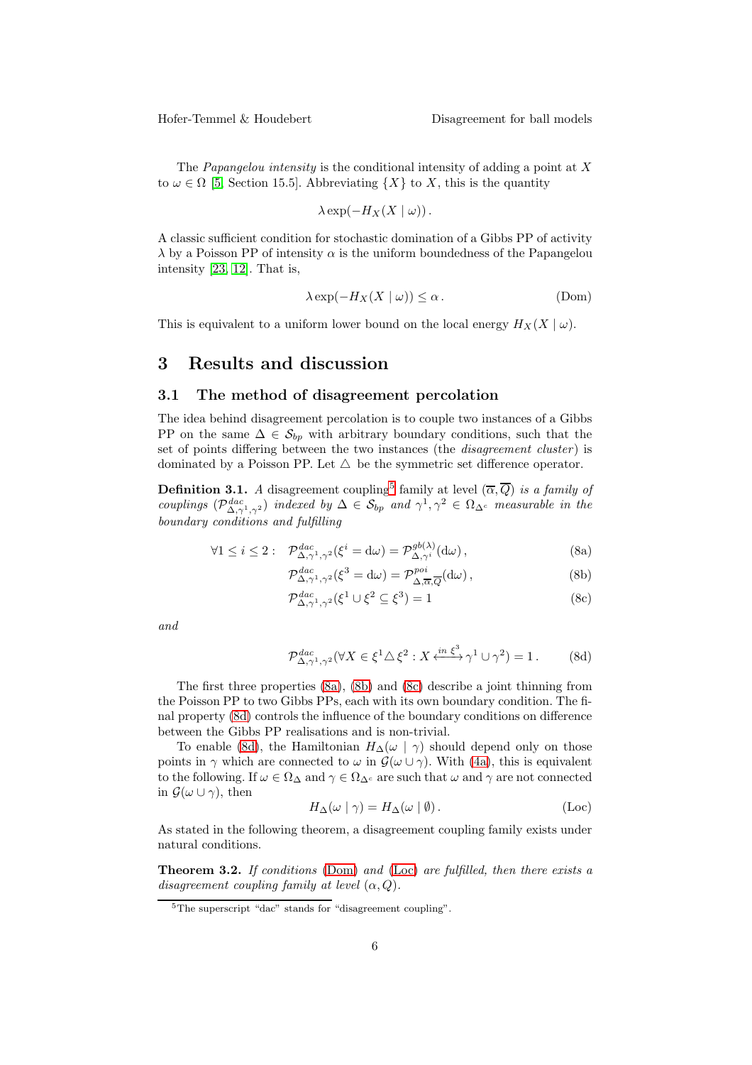The *Papangelou intensity* is the conditional intensity of adding a point at $X$ to $\omega \in \Omega$ [5, Section 15.5]. Abbreviating $\{X\}$ to $X$, this is the quantity

$$\lambda \exp(-H_X(X \mid \omega))\,.$$

A classic sufficient condition for stochastic domination of a Gibbs PP of activity $\lambda$ by a Poisson PP of intensity $\alpha$ is the uniform boundedness of the Papangelou intensity [23, 12]. That is,

$$\lambda \exp(-H_X(X \mid \omega)) \leq \alpha\,. \tag{Dom}$$

This is equivalent to a uniform lower bound on the local energy $H_X(X \mid \omega)$.

# 3 Results and discussion

## 3.1 The method of disagreement percolation

The idea behind disagreement percolation is to couple two instances of a Gibbs PP on the same $\Delta \in \mathcal{S}_{bp}$ with arbitrary boundary conditions, such that the set of points differing between the two instances (the *disagreement cluster*) is dominated by a Poisson PP. Let $\triangle$ be the symmetric set difference operator.

**Definition 3.1.** *A* disagreement coupling[5] family at level $(\overline{\alpha}, \overline{Q})$ *is a family of couplings* $(\mathcal{P}^{dac}_{\Delta,\gamma^1,\gamma^2})$ *indexed by* $\Delta \in \mathcal{S}_{bp}$ *and* $\gamma^1, \gamma^2 \in \Omega_{\Delta^c}$ *measurable in the boundary conditions and fulfilling*

$$\forall 1 \leq i \leq 2: \quad \mathcal{P}^{dac}_{\Delta,\gamma^1,\gamma^2}(\xi^i = \mathrm{d}\omega) = \mathcal{P}^{gb(\lambda)}_{\Delta,\gamma^i}(\mathrm{d}\omega)\,, \tag{8a}$$

$$\mathcal{P}^{dac}_{\Delta,\gamma^1,\gamma^2}(\xi^3 = \mathrm{d}\omega) = \mathcal{P}^{poi}_{\Delta,\overline{\alpha},\overline{Q}}(\mathrm{d}\omega)\,, \tag{8b}$$

$$\mathcal{P}^{dac}_{\Delta,\gamma^1,\gamma^2}(\xi^1 \cup \xi^2 \subseteq \xi^3) = 1 \tag{8c}$$

*and*

$$\mathcal{P}^{dac}_{\Delta,\gamma^1,\gamma^2}(\forall X \in \xi^1 \triangle \xi^2 : X \overset{in\ \xi^3}{\longleftrightarrow} \gamma^1 \cup \gamma^2) = 1\,. \tag{8d}$$

The first three properties (8a), (8b) and (8c) describe a joint thinning from the Poisson PP to two Gibbs PPs, each with its own boundary condition. The final property (8d) controls the influence of the boundary conditions on difference between the Gibbs PP realisations and is non-trivial.

To enable (8d), the Hamiltonian $H_\Delta(\omega \mid \gamma)$ should depend only on those points in $\gamma$ which are connected to $\omega$ in $\mathcal{G}(\omega \cup \gamma)$. With (4a), this is equivalent to the following. If $\omega \in \Omega_\Delta$ and $\gamma \in \Omega_{\Delta^c}$ are such that $\omega$ and $\gamma$ are not connected in $\mathcal{G}(\omega \cup \gamma)$, then

$$H_\Delta(\omega \mid \gamma) = H_\Delta(\omega \mid \emptyset)\,. \tag{Loc}$$

As stated in the following theorem, a disagreement coupling family exists under natural conditions.

**Theorem 3.2.** *If conditions* (Dom) *and* (Loc) *are fulfilled, then there exists a disagreement coupling family at level* $(\alpha, Q)$.

[5] The superscript "dac" stands for "disagreement coupling".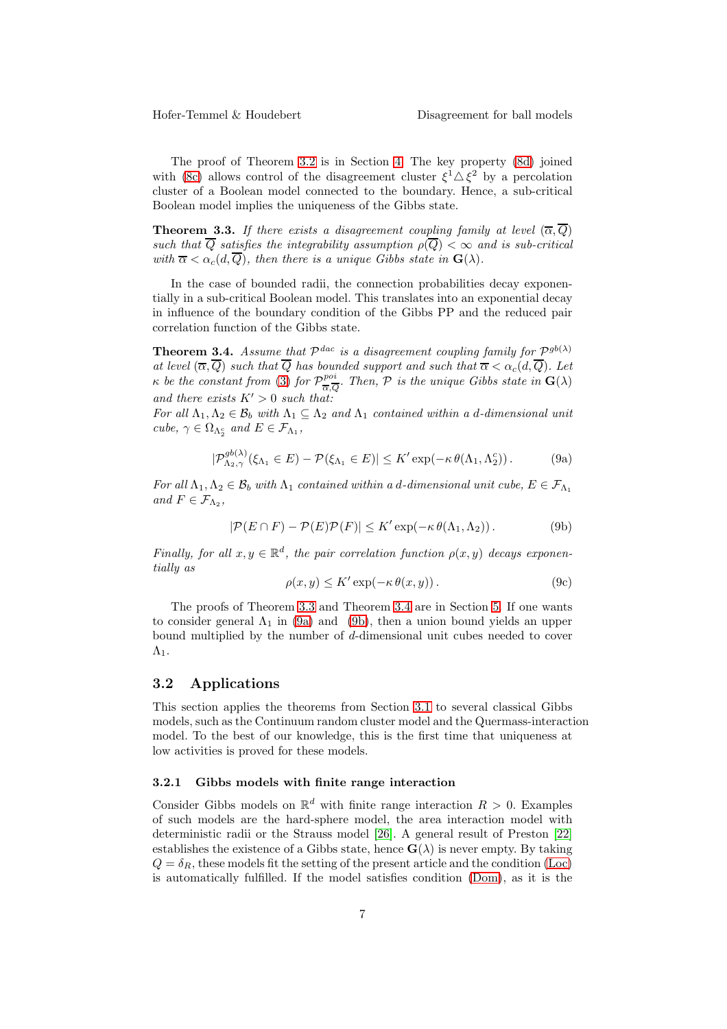The proof of Theorem 3.2 is in Section 4. The key property (8d) joined with (8c) allows control of the disagreement cluster $\xi^1 \triangle \xi^2$ by a percolation cluster of a Boolean model connected to the boundary. Hence, a sub-critical Boolean model implies the uniqueness of the Gibbs state.

**Theorem 3.3.** *If there exists a disagreement coupling family at level* $(\overline{\alpha}, \overline{Q})$ *such that* $\overline{Q}$ *satisfies the integrability assumption* $\rho(\overline{Q}) < \infty$ *and is sub-critical with* $\overline{\alpha} < \alpha_c(d, \overline{Q})$*, then there is a unique Gibbs state in* $\mathbf{G}(\lambda)$*.*

In the case of bounded radii, the connection probabilities decay exponentially in a sub-critical Boolean model. This translates into an exponential decay in influence of the boundary condition of the Gibbs PP and the reduced pair correlation function of the Gibbs state.

**Theorem 3.4.** *Assume that* $\mathcal{P}^{dac}$ *is a disagreement coupling family for* $\mathcal{P}^{gb(\lambda)}$ *at level* $(\overline{\alpha}, \overline{Q})$ *such that* $\overline{Q}$ *has bounded support and such that* $\overline{\alpha} < \alpha_c(d, \overline{Q})$*. Let* $\kappa$ *be the constant from (3) for* $\mathcal{P}^{poi}_{\overline{\alpha}, \overline{Q}}$*. Then,* $\mathcal{P}$ *is the unique Gibbs state in* $\mathbf{G}(\lambda)$ *and there exists* $K' > 0$ *such that:*
*For all* $\Lambda_1, \Lambda_2 \in \mathcal{B}_b$ *with* $\Lambda_1 \subseteq \Lambda_2$ *and* $\Lambda_1$ *contained within a d-dimensional unit cube,* $\gamma \in \Omega_{\Lambda_2^c}$ *and* $E \in \mathcal{F}_{\Lambda_1}$*,*

$$|\mathcal{P}^{gb(\lambda)}_{\Lambda_2,\gamma}(\xi_{\Lambda_1} \in E) - \mathcal{P}(\xi_{\Lambda_1} \in E)| \leq K' \exp(-\kappa\, \theta(\Lambda_1, \Lambda_2^c))\,. \tag{9a}$$

*For all* $\Lambda_1, \Lambda_2 \in \mathcal{B}_b$ *with* $\Lambda_1$ *contained within a d-dimensional unit cube,* $E \in \mathcal{F}_{\Lambda_1}$ *and* $F \in \mathcal{F}_{\Lambda_2}$*,*

$$|\mathcal{P}(E \cap F) - \mathcal{P}(E)\mathcal{P}(F)| \leq K' \exp(-\kappa\, \theta(\Lambda_1, \Lambda_2))\,. \tag{9b}$$

*Finally, for all* $x, y \in \mathbb{R}^d$*, the pair correlation function* $\rho(x, y)$ *decays exponentially as*

$$\rho(x, y) \leq K' \exp(-\kappa\, \theta(x, y))\,. \tag{9c}$$

The proofs of Theorem 3.3 and Theorem 3.4 are in Section 5. If one wants to consider general $\Lambda_1$ in (9a) and (9b), then a union bound yields an upper bound multiplied by the number of $d$-dimensional unit cubes needed to cover $\Lambda_1$.

## 3.2 Applications

This section applies the theorems from Section 3.1 to several classical Gibbs models, such as the Continuum random cluster model and the Quermass-interaction model. To the best of our knowledge, this is the first time that uniqueness at low activities is proved for these models.

### 3.2.1 Gibbs models with finite range interaction

Consider Gibbs models on $\mathbb{R}^d$ with finite range interaction $R > 0$. Examples of such models are the hard-sphere model, the area interaction model with deterministic radii or the Strauss model [26]. A general result of Preston [22] establishes the existence of a Gibbs state, hence $\mathbf{G}(\lambda)$ is never empty. By taking $Q = \delta_R$, these models fit the setting of the present article and the condition (Loc) is automatically fulfilled. If the model satisfies condition (Dom), as it is the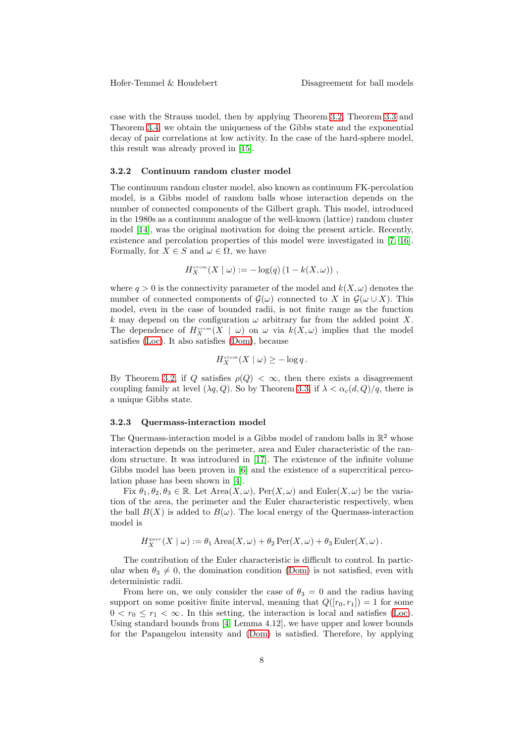case with the Strauss model, then by applying Theorem 3.2, Theorem 3.3 and Theorem 3.4, we obtain the uniqueness of the Gibbs state and the exponential decay of pair correlations at low activity. In the case of the hard-sphere model, this result was already proved in [15].

### 3.2.2 Continuum random cluster model

The continuum random cluster model, also known as continuum FK-percolation model, is a Gibbs model of random balls whose interaction depends on the number of connected components of the Gilbert graph. This model, introduced in the 1980s as a continuum analogue of the well-known (lattice) random cluster model [14], was the original motivation for doing the present article. Recently, existence and percolation properties of this model were investigated in [7, 16]. Formally, for $X \in S$ and $\omega \in \Omega$, we have

$$H_X^{crcm}(X \mid \omega) := -\log(q)\,(1 - k(X, \omega))\ ,$$

where $q > 0$ is the connectivity parameter of the model and $k(X, \omega)$ denotes the number of connected components of $\mathcal{G}(\omega)$ connected to $X$ in $\mathcal{G}(\omega \cup X)$. This model, even in the case of bounded radii, is not finite range as the function $k$ may depend on the configuration $\omega$ arbitrary far from the added point $X$. The dependence of $H_X^{crcm}(X \mid \omega)$ on $\omega$ via $k(X, \omega)$ implies that the model satisfies (Loc). It also satisfies (Dom), because

$$H_X^{crcm}(X \mid \omega) \geq -\log q\,.$$

By Theorem 3.2, if $Q$ satisfies $\rho(Q) < \infty$, then there exists a disagreement coupling family at level $(\lambda q, Q)$. So by Theorem 3.3, if $\lambda < \alpha_c(d, Q)/q$, there is a unique Gibbs state.

### 3.2.3 Quermass-interaction model

The Quermass-interaction model is a Gibbs model of random balls in $\mathbb{R}^2$ whose interaction depends on the perimeter, area and Euler characteristic of the random structure. It was introduced in [17]. The existence of the infinite volume Gibbs model has been proven in [6] and the existence of a supercritical percolation phase has been shown in [4].

Fix $\theta_1, \theta_2, \theta_3 \in \mathbb{R}$. Let $\mathrm{Area}(X, \omega)$, $\mathrm{Per}(X, \omega)$ and $\mathrm{Euler}(X, \omega)$ be the variation of the area, the perimeter and the Euler characteristic respectively, when the ball $B(X)$ is added to $B(\omega)$. The local energy of the Quermass-interaction model is

$$H_X^{quer}(X \mid \omega) := \theta_1\,\mathrm{Area}(X, \omega) + \theta_2\,\mathrm{Per}(X, \omega) + \theta_3\,\mathrm{Euler}(X, \omega)\,.$$

The contribution of the Euler characteristic is difficult to control. In particular when $\theta_3 \neq 0$, the domination condition (Dom) is not satisfied, even with deterministic radii.

From here on, we only consider the case of $\theta_3 = 0$ and the radius having support on some positive finite interval, meaning that $Q([r_0, r_1]) = 1$ for some $0 < r_0 \leq r_1 < \infty$. In this setting, the interaction is local and satisfies (Loc). Using standard bounds from [4, Lemma 4.12], we have upper and lower bounds for the Papangelou intensity and (Dom) is satisfied. Therefore, by applying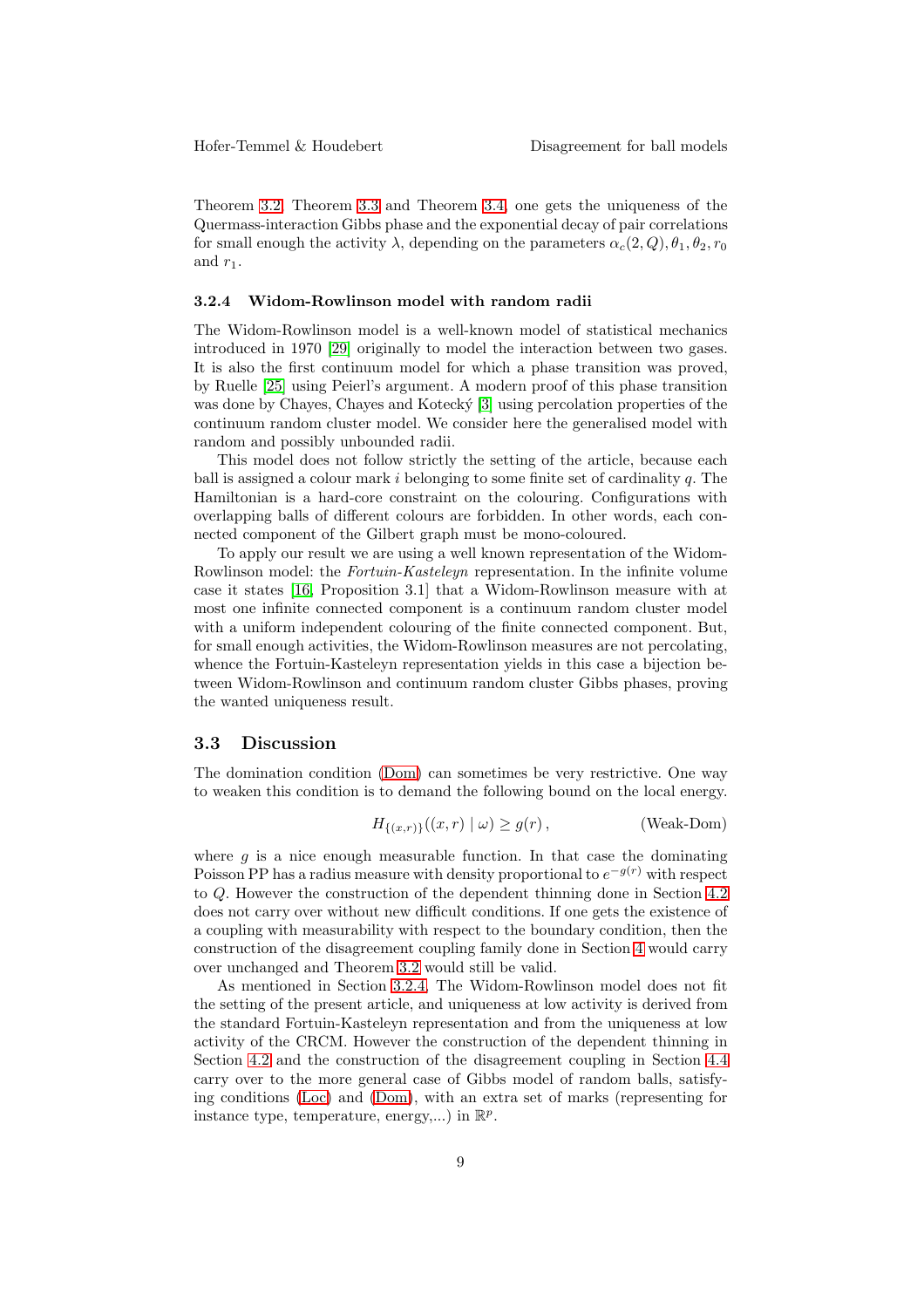Theorem 3.2, Theorem 3.3 and Theorem 3.4, one gets the uniqueness of the Quermass-interaction Gibbs phase and the exponential decay of pair correlations for small enough the activity $\lambda$, depending on the parameters $\alpha_c(2, Q), \theta_1, \theta_2, r_0$ and $r_1$.

### 3.2.4 Widom-Rowlinson model with random radii

The Widom-Rowlinson model is a well-known model of statistical mechanics introduced in 1970 [29] originally to model the interaction between two gases. It is also the first continuum model for which a phase transition was proved, by Ruelle [25] using Peierl's argument. A modern proof of this phase transition was done by Chayes, Chayes and Kotecký [3] using percolation properties of the continuum random cluster model. We consider here the generalised model with random and possibly unbounded radii.

This model does not follow strictly the setting of the article, because each ball is assigned a colour mark $i$ belonging to some finite set of cardinality $q$. The Hamiltonian is a hard-core constraint on the colouring. Configurations with overlapping balls of different colours are forbidden. In other words, each connected component of the Gilbert graph must be mono-coloured.

To apply our result we are using a well known representation of the Widom-Rowlinson model: the *Fortuin-Kasteleyn* representation. In the infinite volume case it states [16, Proposition 3.1] that a Widom-Rowlinson measure with at most one infinite connected component is a continuum random cluster model with a uniform independent colouring of the finite connected component. But, for small enough activities, the Widom-Rowlinson measures are not percolating, whence the Fortuin-Kasteleyn representation yields in this case a bijection between Widom-Rowlinson and continuum random cluster Gibbs phases, proving the wanted uniqueness result.

## 3.3 Discussion

The domination condition (Dom) can sometimes be very restrictive. One way to weaken this condition is to demand the following bound on the local energy.

$$H_{\{(x,r)\}}((x,r) \mid \omega) \geq g(r)\,, \qquad \text{(Weak-Dom)}$$

where $g$ is a nice enough measurable function. In that case the dominating Poisson PP has a radius measure with density proportional to $e^{-g(r)}$ with respect to $Q$. However the construction of the dependent thinning done in Section 4.2 does not carry over without new difficult conditions. If one gets the existence of a coupling with measurability with respect to the boundary condition, then the construction of the disagreement coupling family done in Section 4 would carry over unchanged and Theorem 3.2 would still be valid.

As mentioned in Section 3.2.4, The Widom-Rowlinson model does not fit the setting of the present article, and uniqueness at low activity is derived from the standard Fortuin-Kasteleyn representation and from the uniqueness at low activity of the CRCM. However the construction of the dependent thinning in Section 4.2 and the construction of the disagreement coupling in Section 4.4 carry over to the more general case of Gibbs model of random balls, satisfying conditions (Loc) and (Dom), with an extra set of marks (representing for instance type, temperature, energy,...) in $\mathbb{R}^p$.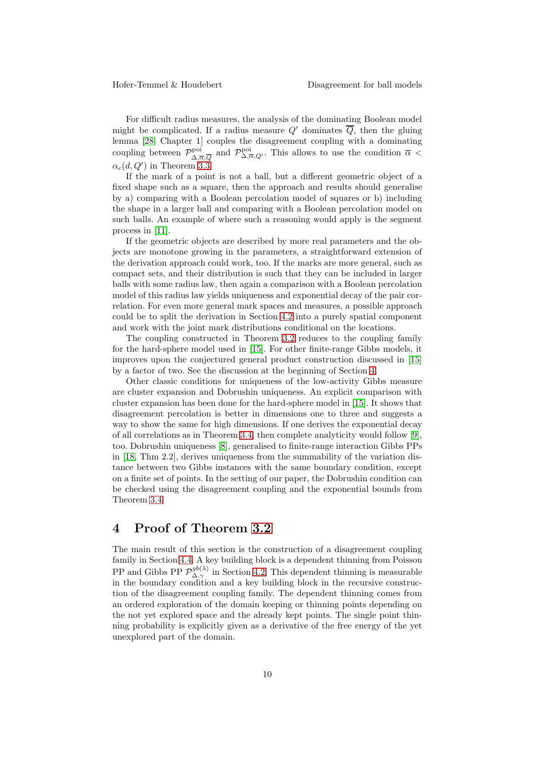For difficult radius measures, the analysis of the dominating Boolean model might be complicated. If a radius measure $Q'$ dominates $\overline{Q}$, then the gluing lemma [28, Chapter 1] couples the disagreement coupling with a dominating coupling between $\mathcal{P}^{\text{poi}}_{\Delta,\overline{\alpha},\overline{Q}}$ and $\mathcal{P}^{\text{poi}}_{\Delta,\overline{\alpha},Q'}$. This allows to use the condition $\overline{\alpha} < \alpha_c(d, Q')$ in Theorem 3.3.

If the mark of a point is not a ball, but a different geometric object of a fixed shape such as a square, then the approach and results should generalise by a) comparing with a Boolean percolation model of squares or b) including the shape in a larger ball and comparing with a Boolean percolation model on such balls. An example of where such a reasoning would apply is the segment process in [11].

If the geometric objects are described by more real parameters and the objects are monotone growing in the parameters, a straightforward extension of the derivation approach could work, too. If the marks are more general, such as compact sets, and their distribution is such that they can be included in larger balls with some radius law, then again a comparison with a Boolean percolation model of this radius law yields uniqueness and exponential decay of the pair correlation. For even more general mark spaces and measures, a possible approach could be to split the derivation in Section 4.2 into a purely spatial component and work with the joint mark distributions conditional on the locations.

The coupling constructed in Theorem 3.2 reduces to the coupling family for the hard-sphere model used in [15]. For other finite-range Gibbs models, it improves upon the conjectured general product construction discussed in [15] by a factor of two. See the discussion at the beginning of Section 4.

Other classic conditions for uniqueness of the low-activity Gibbs measure are cluster expansion and Dobrushin uniqueness. An explicit comparison with cluster expansion has been done for the hard-sphere model in [15]. It shows that disagreement percolation is better in dimensions one to three and suggests a way to show the same for high dimensions. If one derives the exponential decay of all correlations as in Theorem 3.4, then complete analyticity would follow [9], too. Dobrushin uniqueness [8], generalised to finite-range interaction Gibbs PPs in [18, Thm 2.2], derives uniqueness from the summability of the variation distance between two Gibbs instances with the same boundary condition, except on a finite set of points. In the setting of our paper, the Dobrushin condition can be checked using the disagreement coupling and the exponential bounds from Theorem 3.4.

# 4 Proof of Theorem 3.2

The main result of this section is the construction of a disagreement coupling family in Section 4.4. A key building block is a dependent thinning from Poisson PP and Gibbs PP $\mathcal{P}^{gb(\lambda)}_{\Delta,\gamma}$ in Section 4.2. This dependent thinning is measurable in the boundary condition and a key building block in the recursive construction of the disagreement coupling family. The dependent thinning comes from an ordered exploration of the domain keeping or thinning points depending on the not yet explored space and the already kept points. The single point thinning probability is explicitly given as a derivative of the free energy of the yet unexplored part of the domain.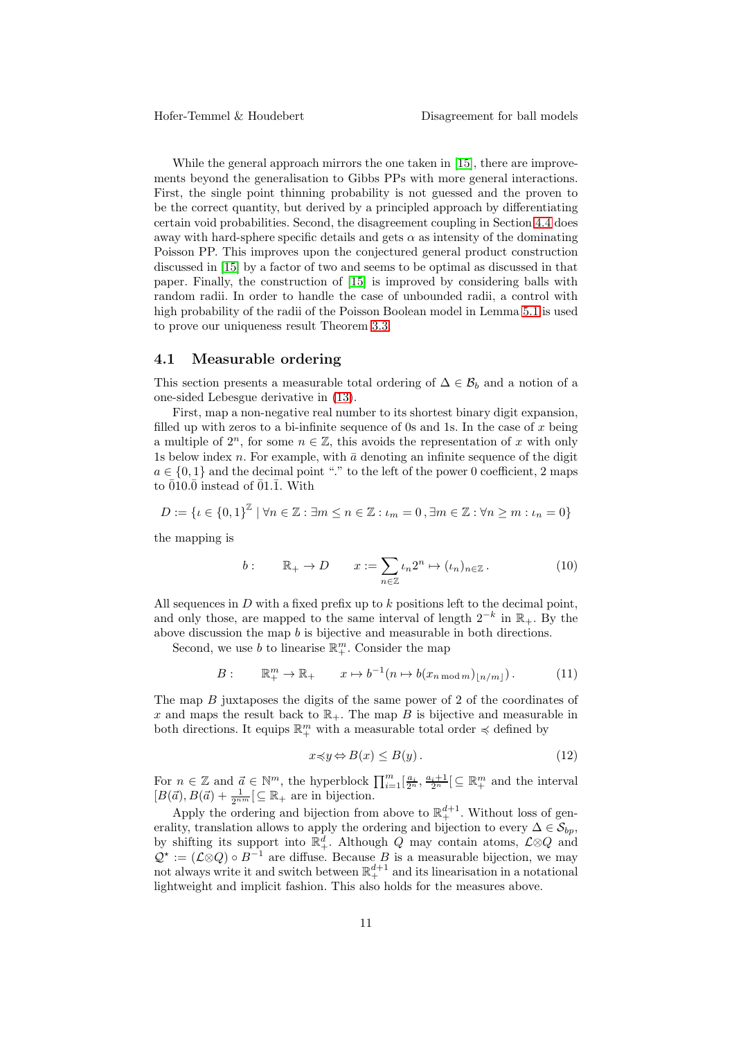While the general approach mirrors the one taken in [15], there are improvements beyond the generalisation to Gibbs PPs with more general interactions. First, the single point thinning probability is not guessed and the proven to be the correct quantity, but derived by a principled approach by differentiating certain void probabilities. Second, the disagreement coupling in Section 4.4 does away with hard-sphere specific details and gets $\alpha$ as intensity of the dominating Poisson PP. This improves upon the conjectured general product construction discussed in [15] by a factor of two and seems to be optimal as discussed in that paper. Finally, the construction of [15] is improved by considering balls with random radii. In order to handle the case of unbounded radii, a control with high probability of the radii of the Poisson Boolean model in Lemma 5.1 is used to prove our uniqueness result Theorem 3.3.

## 4.1 Measurable ordering

This section presents a measurable total ordering of $\Delta \in \mathcal{B}_b$ and a notion of a one-sided Lebesgue derivative in (13).

First, map a non-negative real number to its shortest binary digit expansion, filled up with zeros to a bi-infinite sequence of 0s and 1s. In the case of $x$ being a multiple of $2^n$, for some $n \in \mathbb{Z}$, this avoids the representation of $x$ with only 1s below index $n$. For example, with $\bar{a}$ denoting an infinite sequence of the digit $a \in \{0, 1\}$ and the decimal point "." to the left of the power 0 coefficient, 2 maps to $\bar{0}10.\bar{0}$ instead of $\bar{0}1.\bar{1}$. With

$$D := \{\iota \in \{0,1\}^{\mathbb{Z}} \mid \forall n \in \mathbb{Z} : \exists m \le n \in \mathbb{Z} : \iota_m = 0\,, \exists m \in \mathbb{Z} : \forall n \ge m : \iota_n = 0\}$$

the mapping is

$$b: \qquad \mathbb{R}_+ \to D \qquad x := \sum_{n \in \mathbb{Z}} \iota_n 2^n \mapsto (\iota_n)_{n \in \mathbb{Z}}\,. \tag{10}$$

All sequences in $D$ with a fixed prefix up to $k$ positions left to the decimal point, and only those, are mapped to the same interval of length $2^{-k}$ in $\mathbb{R}_+$. By the above discussion the map $b$ is bijective and measurable in both directions.

Second, we use $b$ to linearise $\mathbb{R}^m_+$. Consider the map

$$B: \qquad \mathbb{R}^m_+ \to \mathbb{R}_+ \qquad x \mapsto b^{-1}(n \mapsto b(x_{n \bmod m})_{\lfloor n/m \rfloor})\,. \tag{11}$$

The map $B$ juxtaposes the digits of the same power of 2 of the coordinates of $x$ and maps the result back to $\mathbb{R}_+$. The map $B$ is bijective and measurable in both directions. It equips $\mathbb{R}^m_+$ with a measurable total order $\preccurlyeq$ defined by

$$x \preccurlyeq y \Leftrightarrow B(x) \le B(y)\,. \tag{12}$$

For $n \in \mathbb{Z}$ and $\vec{a} \in \mathbb{N}^m$, the hyperblock $\prod_{i=1}^m [\frac{a_i}{2^n}, \frac{a_i+1}{2^n}[ \subseteq \mathbb{R}^m_+$ and the interval $[B(\vec{a}), B(\vec{a}) + \frac{1}{2^{nm}}[ \subseteq \mathbb{R}_+$ are in bijection.

Apply the ordering and bijection from above to $\mathbb{R}^{d+1}_+$. Without loss of generality, translation allows to apply the ordering and bijection to every $\Delta \in \mathcal{S}_{bp}$, by shifting its support into $\mathbb{R}^d_+$. Although $Q$ may contain atoms, $\mathcal{L} \otimes Q$ and $\mathcal{Q}^\star := (\mathcal{L} \otimes Q) \circ B^{-1}$ are diffuse. Because $B$ is a measurable bijection, we may not always write it and switch between $\mathbb{R}^{d+1}_+$ and its linearisation in a notational lightweight and implicit fashion. This also holds for the measures above.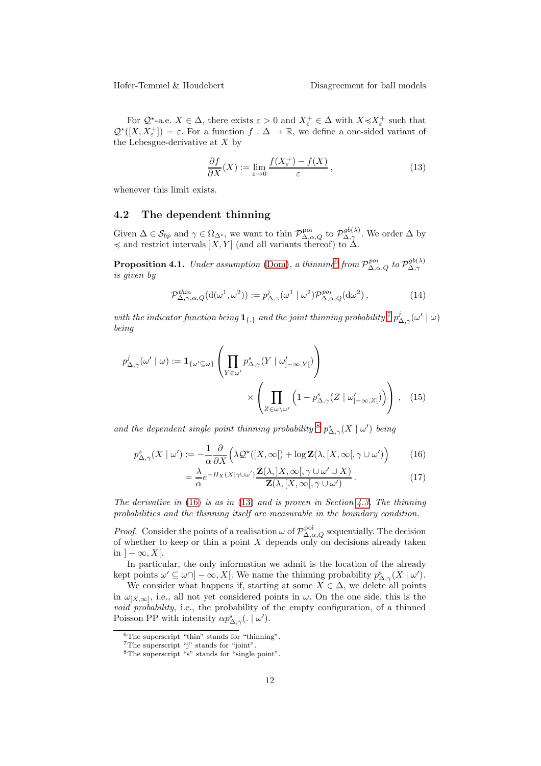For $\mathcal{Q}^\star$-a.e. $X \in \Delta$, there exists $\varepsilon > 0$ and $X^+_\varepsilon \in \Delta$ with $X \preccurlyeq X^+_\varepsilon$ such that $\mathcal{Q}^\star([X, X^+_\varepsilon]) = \varepsilon$. For a function $f : \Delta \to \mathbb{R}$, we define a one-sided variant of the Lebesgue-derivative at $X$ by

$$\frac{\partial f}{\partial X}(X) := \lim_{\varepsilon \to 0} \frac{f(X^+_\varepsilon) - f(X)}{\varepsilon}\,, \tag{13}$$

whenever this limit exists.

## 4.2 The dependent thinning

Given $\Delta \in \mathcal{S}_{bp}$ and $\gamma \in \Omega_{\Delta^c}$, we want to thin $\mathcal{P}^{\mathrm{poi}}_{\Delta,\alpha,Q}$ to $\mathcal{P}^{gb(\lambda)}_{\Delta,\gamma}$. We order $\Delta$ by $\preccurlyeq$ and restrict intervals $]X, Y]$ (and all variants thereof) to $\Delta$.

**Proposition 4.1.** *Under assumption* (Dom)*, a thinning*[6] *from* $\mathcal{P}^{poi}_{\Delta,\alpha,Q}$ *to* $\mathcal{P}^{gb(\lambda)}_{\Delta,\gamma}$ *is given by*

$$\mathcal{P}^{thin}_{\Delta,\gamma,\alpha,Q}(\mathrm{d}(\omega^1, \omega^2)) := p^j_{\Delta,\gamma}(\omega^1 \mid \omega^2)\mathcal{P}^{poi}_{\Delta,\alpha,Q}(\mathrm{d}\omega^2)\,, \tag{14}$$

*with the indicator function being* $\mathbf{1}_{\{.\}}$ *and the joint thinning probability*[7] $p^j_{\Delta,\gamma}(\omega' \mid \omega)$ *being*

$$p^j_{\Delta,\gamma}(\omega' \mid \omega) := \mathbf{1}_{\{\omega' \subseteq \omega\}} \left( \prod_{Y \in \omega'} p^s_{\Delta,\gamma}(Y \mid \omega'_{]-\infty,Y[}) \right) \times \left( \prod_{Z \in \omega \setminus \omega'} \left(1 - p^s_{\Delta,\gamma}(Z \mid \omega'_{]-\infty,Z[})\right) \right)\,, \tag{15}$$

*and the dependent single point thinning probability*[8] $p^s_{\Delta,\gamma}(X \mid \omega')$ *being*

$$p^s_{\Delta,\gamma}(X \mid \omega') := -\frac{1}{\alpha} \frac{\partial}{\partial X} \Big( \lambda \mathcal{Q}^\star([X, \infty[) + \log \mathbf{Z}(\lambda, [X, \infty[, \gamma \cup \omega') \Big) \tag{16}$$

$$= \frac{\lambda}{\alpha} e^{-H_X(X \mid \gamma \cup \omega')} \frac{\mathbf{Z}(\lambda, ]X, \infty[, \gamma \cup \omega' \cup X)}{\mathbf{Z}(\lambda, [X, \infty[, \gamma \cup \omega')}\,. \tag{17}$$

*The derivative in* (16) *is as in* (13) *and is proven in Section 4.3. The thinning probabilities and the thinning itself are measurable in the boundary condition.*

*Proof.* Consider the points of a realisation $\omega$ of $\mathcal{P}^{\mathrm{poi}}_{\Delta,\alpha,Q}$ sequentially. The decision of whether to keep or thin a point $X$ depends only on decisions already taken in $]-\infty, X[$.

In particular, the only information we admit is the location of the already kept points $\omega' \subseteq \omega \cap ]-\infty, X[$. We name the thinning probability $p^s_{\Delta,\gamma}(X \mid \omega')$.

We consider what happens if, starting at some $X \in \Delta$, we delete all points in $\omega_{[X,\infty]}$, i.e., all not yet considered points in $\omega$. On the one side, this is the *void probability*, i.e., the probability of the empty configuration, of a thinned Poisson PP with intensity $\alpha p^s_{\Delta,\gamma}(. \mid \omega')$.

[6] The superscript "thin" stands for "thinning".

[7] The superscript "j" stands for "joint".

[8] The superscript "s" stands for "single point".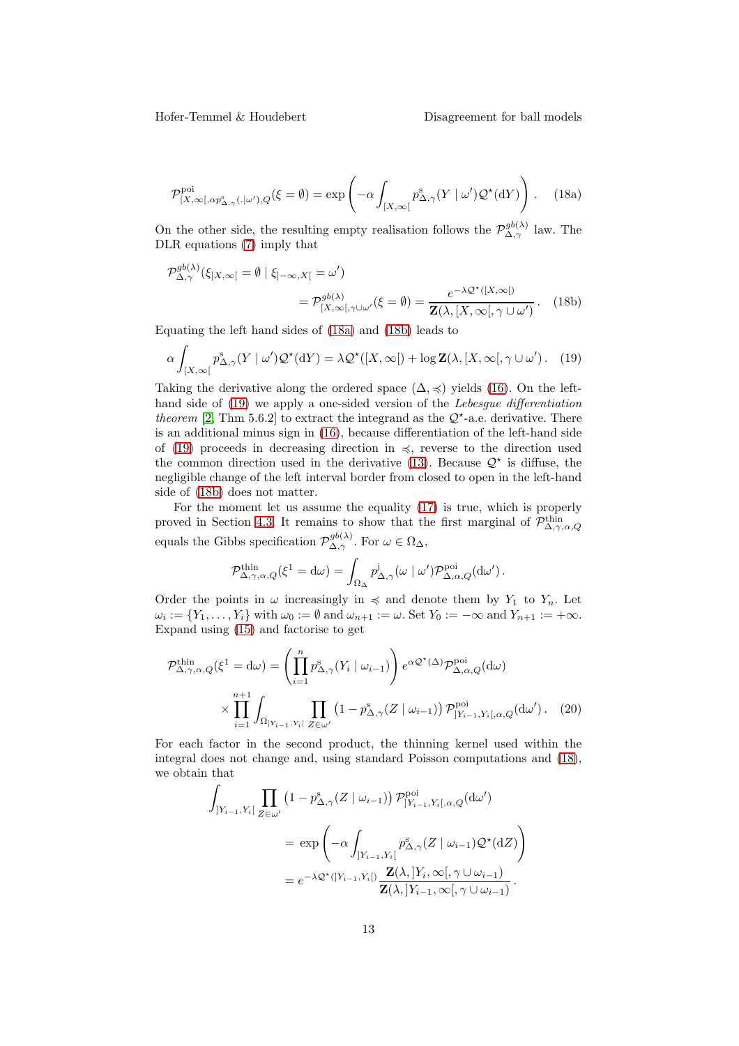$$\mathcal{P}^{\mathrm{poi}}_{[X,\infty[,\alpha p^{\mathrm{s}}_{\Delta,\gamma}(.|\omega'),Q}(\xi=\emptyset) = \exp\left(-\alpha\int_{[X,\infty[} p^{\mathrm{s}}_{\Delta,\gamma}(Y \mid \omega')\mathcal{Q}^\star(\mathrm{d}Y)\right). \tag{18a}$$

On the other side, the resulting empty realisation follows the $\mathcal{P}^{gb(\lambda)}_{\Delta,\gamma}$ law. The DLR equations (7) imply that

$$\begin{aligned}\mathcal{P}^{gb(\lambda)}_{\Delta,\gamma}(\xi_{[X,\infty[}=\emptyset \mid \xi_{]-\infty,X[}=\omega') \\ = \mathcal{P}^{gb(\lambda)}_{[X,\infty[,\gamma\cup\omega'}(\xi=\emptyset) = \frac{e^{-\lambda\mathcal{Q}^\star([X,\infty[)}}{\mathbf{Z}(\lambda,[X,\infty[,\gamma\cup\omega')}.\end{aligned} \tag{18b}$$

Equating the left hand sides of (18a) and (18b) leads to

$$\alpha\int_{[X,\infty[} p^{\mathrm{s}}_{\Delta,\gamma}(Y \mid \omega')\mathcal{Q}^\star(\mathrm{d}Y) = \lambda\mathcal{Q}^\star([X,\infty[) + \log\mathbf{Z}(\lambda,[X,\infty[,\gamma\cup\omega'). \tag{19}$$

Taking the derivative along the ordered space $(\Delta,\preccurlyeq)$ yields (16). On the left-hand side of (19) we apply a one-sided version of the *Lebesgue differentiation theorem* [2, Thm 5.6.2] to extract the integrand as the $\mathcal{Q}^\star$-a.e. derivative. There is an additional minus sign in (16), because differentiation of the left-hand side of (19) proceeds in decreasing direction in $\preccurlyeq$, reverse to the direction used the common direction used in the derivative (13). Because $\mathcal{Q}^\star$ is diffuse, the negligible change of the left interval border from closed to open in the left-hand side of (18b) does not matter.

For the moment let us assume the equality (17) is true, which is properly proved in Section 4.3. It remains to show that the first marginal of $\mathcal{P}^{\mathrm{thin}}_{\Delta,\gamma,\alpha,Q}$ equals the Gibbs specification $\mathcal{P}^{gb(\lambda)}_{\Delta,\gamma}$. For $\omega\in\Omega_\Delta$,

$$\mathcal{P}^{\mathrm{thin}}_{\Delta,\gamma,\alpha,Q}(\xi^1=\mathrm{d}\omega) = \int_{\Omega_\Delta} p^{\mathrm{j}}_{\Delta,\gamma}(\omega \mid \omega')\mathcal{P}^{\mathrm{poi}}_{\Delta,\alpha,Q}(\mathrm{d}\omega').$$

Order the points in $\omega$ increasingly in $\preccurlyeq$ and denote them by $Y_1$ to $Y_n$. Let $\omega_i := \{Y_1,\dots,Y_i\}$ with $\omega_0:=\emptyset$ and $\omega_{n+1}:=\omega$. Set $Y_0:=-\infty$ and $Y_{n+1}:=+\infty$. Expand using (15) and factorise to get

$$\begin{aligned}\mathcal{P}^{\mathrm{thin}}_{\Delta,\gamma,\alpha,Q}(\xi^1=\mathrm{d}\omega) = \left(\prod_{i=1}^n p^{\mathrm{s}}_{\Delta,\gamma}(Y_i \mid \omega_{i-1})\right) e^{\alpha\mathcal{Q}^\star(\Delta)}\mathcal{P}^{\mathrm{poi}}_{\Delta,\alpha,Q}(\mathrm{d}\omega) \\ \times\prod_{i=1}^{n+1}\int_{\Omega_{]Y_{i-1},Y_i[}}\prod_{Z\in\omega'}\left(1-p^{\mathrm{s}}_{\Delta,\gamma}(Z\mid\omega_{i-1})\right)\mathcal{P}^{\mathrm{poi}}_{]Y_{i-1},Y_i[,\alpha,Q}(\mathrm{d}\omega').\end{aligned} \tag{20}$$

For each factor in the second product, the thinning kernel used within the integral does not change and, using standard Poisson computations and (18), we obtain that

$$\begin{aligned}\int_{]Y_{i-1},Y_i[}\prod_{Z\in\omega'}\left(1-p^{\mathrm{s}}_{\Delta,\gamma}(Z\mid\omega_{i-1})\right)\mathcal{P}^{\mathrm{poi}}_{]Y_{i-1},Y_i[,\alpha,Q}(\mathrm{d}\omega') \\ = \exp\left(-\alpha\int_{]Y_{i-1},Y_i[} p^{\mathrm{s}}_{\Delta,\gamma}(Z\mid\omega_{i-1})\mathcal{Q}^\star(\mathrm{d}Z)\right) \\ = e^{-\lambda\mathcal{Q}^\star(]Y_{i-1},Y_i[)}\frac{\mathbf{Z}(\lambda,]Y_i,\infty[,\gamma\cup\omega_{i-1})}{\mathbf{Z}(\lambda,]Y_{i-1},\infty[,\gamma\cup\omega_{i-1})}.\end{aligned}$$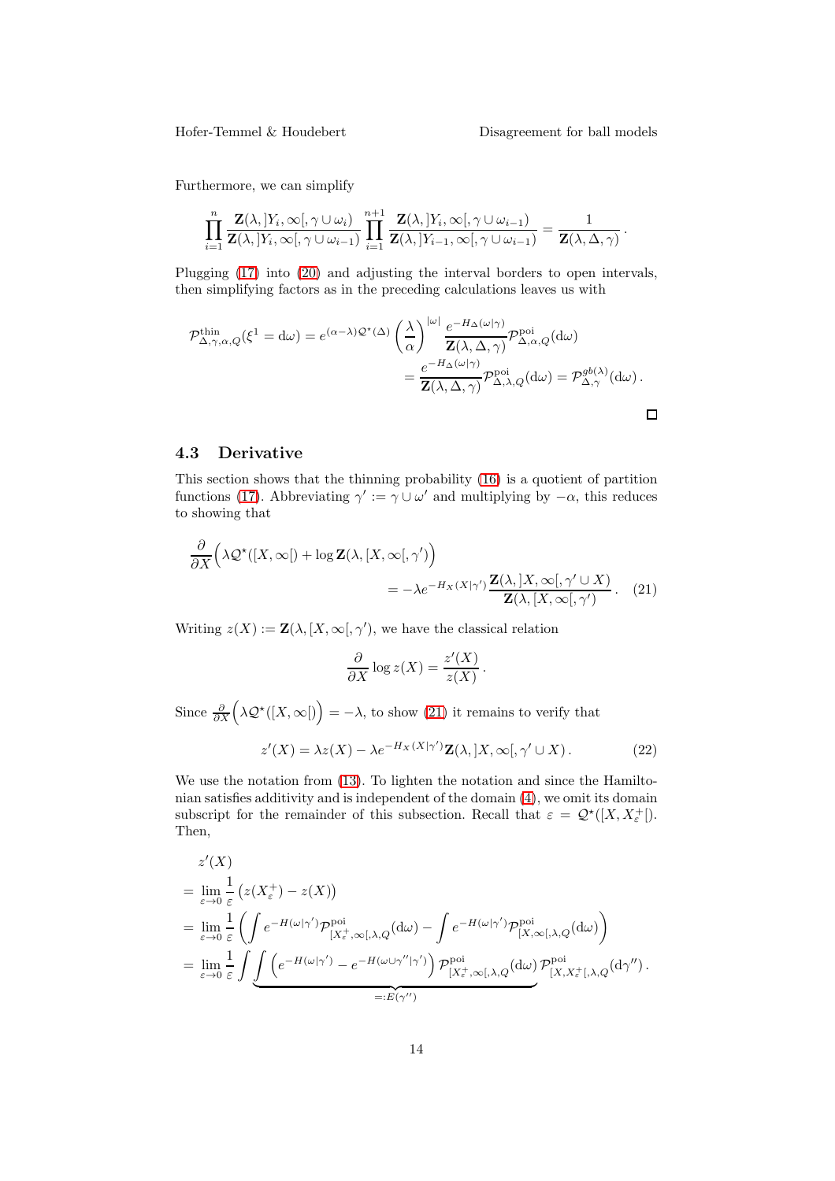Furthermore, we can simplify

$$\prod_{i=1}^{n} \frac{\mathbf{Z}(\lambda, ]Y_i, \infty[, \gamma \cup \omega_i)}{\mathbf{Z}(\lambda, ]Y_i, \infty[, \gamma \cup \omega_{i-1})} \prod_{i=1}^{n+1} \frac{\mathbf{Z}(\lambda, ]Y_i, \infty[, \gamma \cup \omega_{i-1})}{\mathbf{Z}(\lambda, ]Y_{i-1}, \infty[, \gamma \cup \omega_{i-1})} = \frac{1}{\mathbf{Z}(\lambda, \Delta, \gamma)} .$$

Plugging (17) into (20) and adjusting the interval borders to open intervals, then simplifying factors as in the preceding calculations leaves us with

$$\begin{aligned}
\mathcal{P}^{\text{thin}}_{\Delta,\gamma,\alpha,Q}(\xi^1 = \mathrm{d}\omega) &= e^{(\alpha-\lambda)\mathcal{Q}^\star(\Delta)} \left(\frac{\lambda}{\alpha}\right)^{|\omega|} \frac{e^{-H_\Delta(\omega|\gamma)}}{\mathbf{Z}(\lambda, \Delta, \gamma)} \mathcal{P}^{\text{poi}}_{\Delta,\alpha,Q}(\mathrm{d}\omega) \\
&= \frac{e^{-H_\Delta(\omega|\gamma)}}{\mathbf{Z}(\lambda, \Delta, \gamma)} \mathcal{P}^{\text{poi}}_{\Delta,\lambda,Q}(\mathrm{d}\omega) = \mathcal{P}^{gb(\lambda)}_{\Delta,\gamma}(\mathrm{d}\omega) .
\end{aligned}$$

□

### 4.3 Derivative

This section shows that the thinning probability (16) is a quotient of partition functions (17). Abbreviating $\gamma' := \gamma \cup \omega'$ and multiplying by $-\alpha$, this reduces to showing that

$$\frac{\partial}{\partial X}\Big(\lambda \mathcal{Q}^\star([X, \infty[) + \log \mathbf{Z}(\lambda, [X, \infty[, \gamma')\Big) = -\lambda e^{-H_X(X|\gamma')} \frac{\mathbf{Z}(\lambda, ]X, \infty[, \gamma' \cup X)}{\mathbf{Z}(\lambda, [X, \infty[, \gamma')} . \quad (21)$$

Writing $z(X) := \mathbf{Z}(\lambda, [X, \infty[, \gamma')$, we have the classical relation

$$\frac{\partial}{\partial X} \log z(X) = \frac{z'(X)}{z(X)} .$$

Since $\frac{\partial}{\partial X}\Big(\lambda \mathcal{Q}^\star([X, \infty[)\Big) = -\lambda$, to show (21) it remains to verify that

$$z'(X) = \lambda z(X) - \lambda e^{-H_X(X|\gamma')} \mathbf{Z}(\lambda, ]X, \infty[, \gamma' \cup X) . \quad (22)$$

We use the notation from (13). To lighten the notation and since the Hamiltonian satisfies additivity and is independent of the domain (4), we omit its domain subscript for the remainder of this subsection. Recall that $\varepsilon = \mathcal{Q}^\star([X, X^+_\varepsilon[)$. Then,

$$\begin{aligned}
&z'(X) \\
&= \lim_{\varepsilon \to 0} \frac{1}{\varepsilon}\big(z(X^+_\varepsilon) - z(X)\big) \\
&= \lim_{\varepsilon \to 0} \frac{1}{\varepsilon}\left(\int e^{-H(\omega|\gamma')} \mathcal{P}^{\text{poi}}_{[X^+_\varepsilon, \infty[,\lambda,Q}(\mathrm{d}\omega) - \int e^{-H(\omega|\gamma')} \mathcal{P}^{\text{poi}}_{[X, \infty[,\lambda,Q}(\mathrm{d}\omega)\right) \\
&= \lim_{\varepsilon \to 0} \frac{1}{\varepsilon} \int \underbrace{\int \left(e^{-H(\omega|\gamma')} - e^{-H(\omega \cup \gamma''|\gamma')}\right) \mathcal{P}^{\text{poi}}_{[X^+_\varepsilon, \infty[,\lambda,Q}(\mathrm{d}\omega)}_{=:E(\gamma'')} \mathcal{P}^{\text{poi}}_{[X, X^+_\varepsilon[,\lambda,Q}(\mathrm{d}\gamma'') .
\end{aligned}$$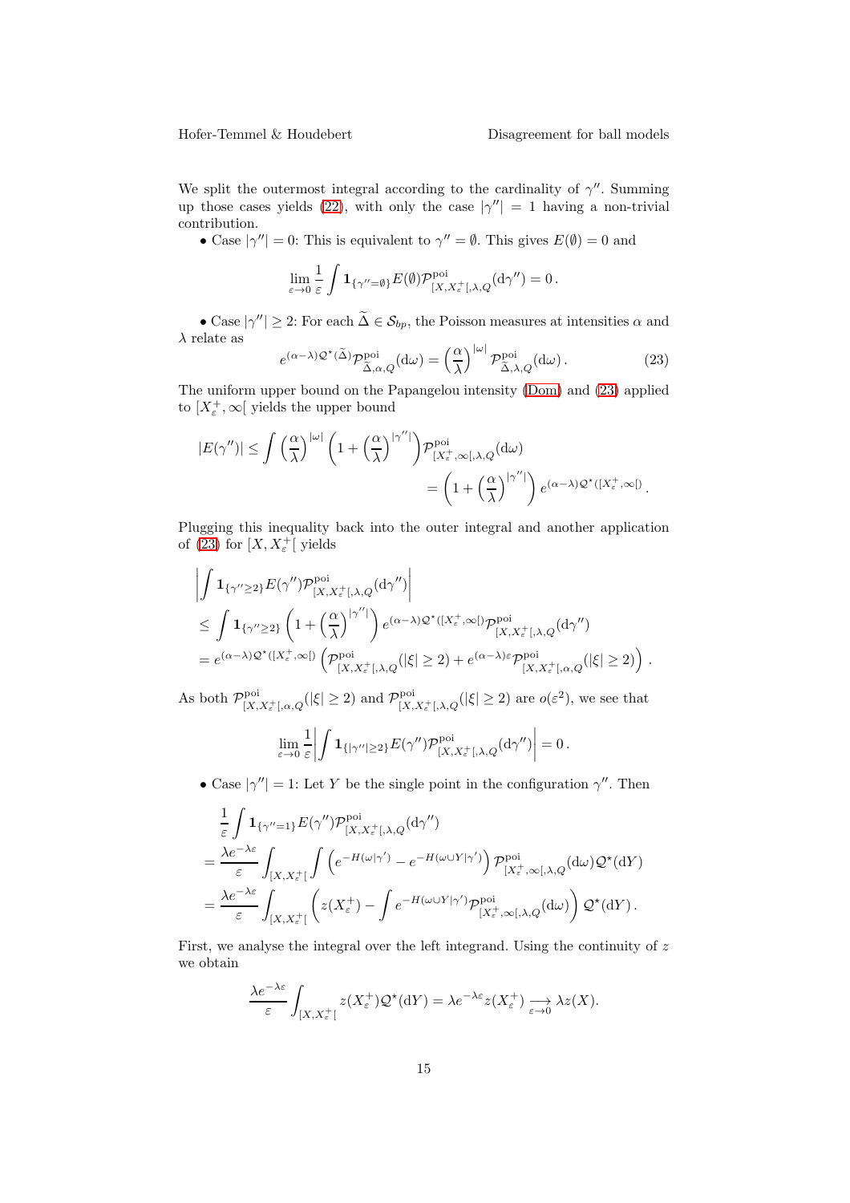We split the outermost integral according to the cardinality of $\gamma''$. Summing up those cases yields (22), with only the case $|\gamma''| = 1$ having a non-trivial contribution.

• Case $|\gamma''| = 0$: This is equivalent to $\gamma'' = \emptyset$. This gives $E(\emptyset) = 0$ and

$$\lim_{\varepsilon \to 0} \frac{1}{\varepsilon} \int \mathbf{1}_{\{\gamma''=\emptyset\}} E(\emptyset) \mathcal{P}^{\mathrm{poi}}_{[X,X^+_\varepsilon[,\lambda,Q}(\mathrm{d}\gamma'') = 0\,.$$

• Case $|\gamma''| \geq 2$: For each $\widetilde{\Delta} \in \mathcal{S}_{bp}$, the Poisson measures at intensities $\alpha$ and $\lambda$ relate as

$$e^{(\alpha-\lambda)\mathcal{Q}^\star(\widetilde{\Delta})} \mathcal{P}^{\mathrm{poi}}_{\widetilde{\Delta},\alpha,Q}(\mathrm{d}\omega) = \left(\frac{\alpha}{\lambda}\right)^{|\omega|} \mathcal{P}^{\mathrm{poi}}_{\widetilde{\Delta},\lambda,Q}(\mathrm{d}\omega)\,. \tag{23}$$

The uniform upper bound on the Papangelou intensity (Dom) and (23) applied to $[X^+_\varepsilon, \infty[$ yields the upper bound

$$\begin{aligned}
|E(\gamma'')| \leq \int \left(\frac{\alpha}{\lambda}\right)^{|\omega|} \left(1 + \left(\frac{\alpha}{\lambda}\right)^{|\gamma''|}\right) \mathcal{P}^{\mathrm{poi}}_{[X^+_\varepsilon,\infty[,\lambda,Q}(\mathrm{d}\omega) \\
= \left(1 + \left(\frac{\alpha}{\lambda}\right)^{|\gamma''|}\right) e^{(\alpha-\lambda)\mathcal{Q}^\star([X^+_\varepsilon,\infty[)}\,.
\end{aligned}$$

Plugging this inequality back into the outer integral and another application of (23) for $[X, X^+_\varepsilon[$ yields

$$\begin{aligned}
&\left| \int \mathbf{1}_{\{\gamma'' \geq 2\}} E(\gamma'') \mathcal{P}^{\mathrm{poi}}_{[X,X^+_\varepsilon[,\lambda,Q}(\mathrm{d}\gamma'') \right| \\
&\leq \int \mathbf{1}_{\{\gamma'' \geq 2\}} \left(1 + \left(\frac{\alpha}{\lambda}\right)^{|\gamma''|}\right) e^{(\alpha-\lambda)\mathcal{Q}^\star([X^+_\varepsilon,\infty[)} \mathcal{P}^{\mathrm{poi}}_{[X,X^+_\varepsilon[,\lambda,Q}(\mathrm{d}\gamma'') \\
&= e^{(\alpha-\lambda)\mathcal{Q}^\star([X^+_\varepsilon,\infty[)} \left( \mathcal{P}^{\mathrm{poi}}_{[X,X^+_\varepsilon[,\lambda,Q}(|\xi| \geq 2) + e^{(\alpha-\lambda)\varepsilon} \mathcal{P}^{\mathrm{poi}}_{[X,X^+_\varepsilon[,\alpha,Q}(|\xi| \geq 2) \right)\,.
\end{aligned}$$

As both $\mathcal{P}^{\mathrm{poi}}_{[X,X^+_\varepsilon[,\alpha,Q}(|\xi| \geq 2)$ and $\mathcal{P}^{\mathrm{poi}}_{[X,X^+_\varepsilon[,\lambda,Q}(|\xi| \geq 2)$ are $o(\varepsilon^2)$, we see that

$$\lim_{\varepsilon \to 0} \frac{1}{\varepsilon} \left| \int \mathbf{1}_{\{|\gamma''| \geq 2\}} E(\gamma'') \mathcal{P}^{\mathrm{poi}}_{[X,X^+_\varepsilon[,\lambda,Q}(\mathrm{d}\gamma'') \right| = 0\,.$$

• Case $|\gamma''| = 1$: Let $Y$ be the single point in the configuration $\gamma''$. Then

$$\begin{aligned}
&\frac{1}{\varepsilon} \int \mathbf{1}_{\{\gamma''=1\}} E(\gamma'') \mathcal{P}^{\mathrm{poi}}_{[X,X^+_\varepsilon[,\lambda,Q}(\mathrm{d}\gamma'') \\
&= \frac{\lambda e^{-\lambda\varepsilon}}{\varepsilon} \int_{[X,X^+_\varepsilon[} \int \left( e^{-H(\omega|\gamma')} - e^{-H(\omega \cup Y|\gamma')} \right) \mathcal{P}^{\mathrm{poi}}_{[X^+_\varepsilon,\infty[,\lambda,Q}(\mathrm{d}\omega) \mathcal{Q}^\star(\mathrm{d}Y) \\
&= \frac{\lambda e^{-\lambda\varepsilon}}{\varepsilon} \int_{[X,X^+_\varepsilon[} \left( z(X^+_\varepsilon) - \int e^{-H(\omega \cup Y|\gamma')} \mathcal{P}^{\mathrm{poi}}_{[X^+_\varepsilon,\infty[,\lambda,Q}(\mathrm{d}\omega) \right) \mathcal{Q}^\star(\mathrm{d}Y)\,.
\end{aligned}$$

First, we analyse the integral over the left integrand. Using the continuity of $z$ we obtain

$$\frac{\lambda e^{-\lambda\varepsilon}}{\varepsilon} \int_{[X,X^+_\varepsilon[} z(X^+_\varepsilon) \mathcal{Q}^\star(\mathrm{d}Y) = \lambda e^{-\lambda\varepsilon} z(X^+_\varepsilon) \underset{\varepsilon \to 0}{\longrightarrow} \lambda z(X).$$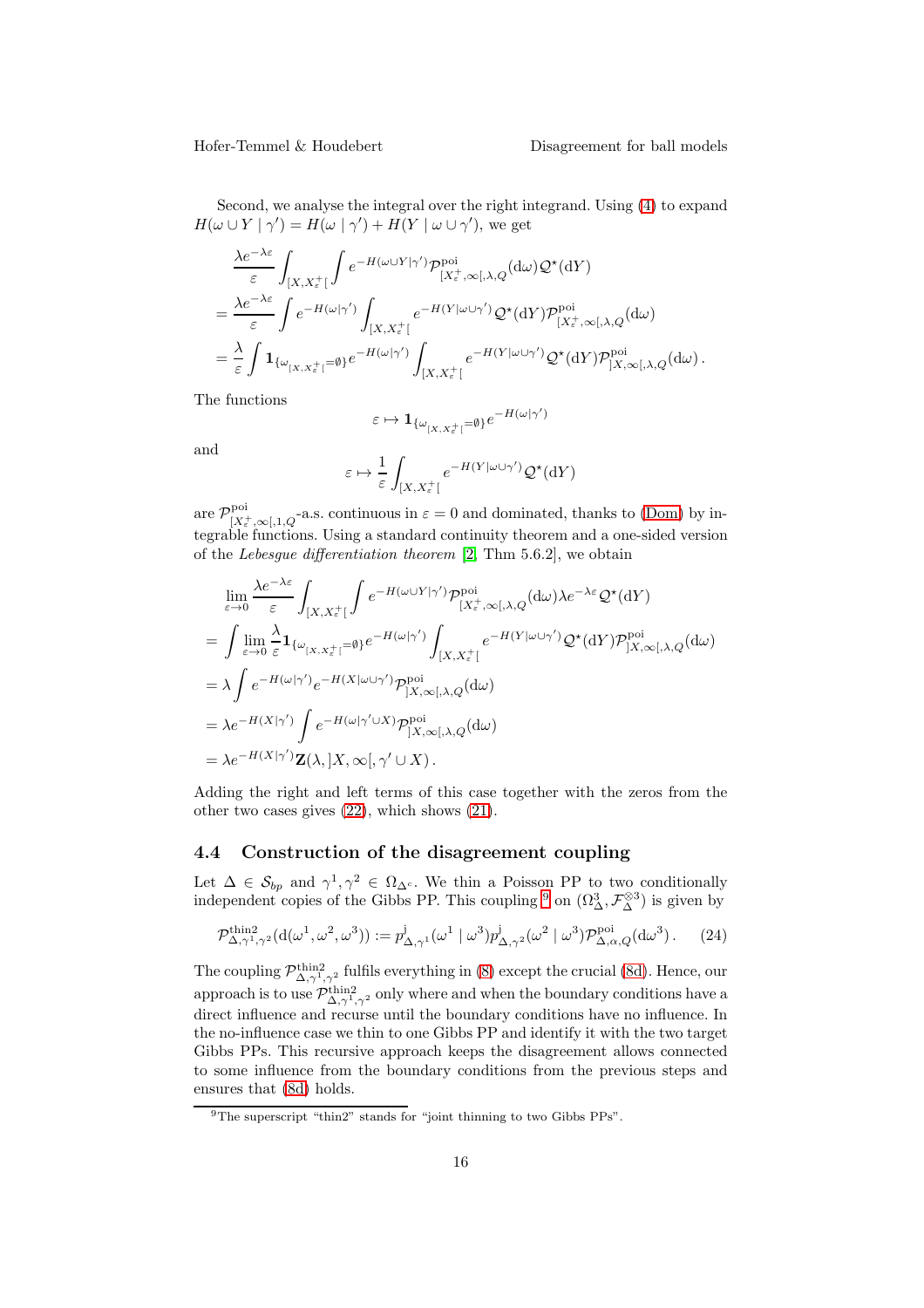Second, we analyse the integral over the right integrand. Using (4) to expand $H(\omega \cup Y \mid \gamma') = H(\omega \mid \gamma') + H(Y \mid \omega \cup \gamma')$, we get

$$
\begin{aligned}
&\frac{\lambda e^{-\lambda\varepsilon}}{\varepsilon} \int_{[X,X_\varepsilon^+[} \int e^{-H(\omega \cup Y|\gamma')} \mathcal{P}^{\mathrm{poi}}_{[X_\varepsilon^+,\infty[,\lambda,Q}(\mathrm{d}\omega) \mathcal{Q}^\star(\mathrm{d}Y) \\
&= \frac{\lambda e^{-\lambda\varepsilon}}{\varepsilon} \int e^{-H(\omega|\gamma')} \int_{[X,X_\varepsilon^+[} e^{-H(Y|\omega\cup\gamma')} \mathcal{Q}^\star(\mathrm{d}Y) \mathcal{P}^{\mathrm{poi}}_{[X_\varepsilon^+,\infty[,\lambda,Q}(\mathrm{d}\omega) \\
&= \frac{\lambda}{\varepsilon} \int \mathbf{1}_{\{\omega_{[X,X_\varepsilon^+[}=\emptyset\}} e^{-H(\omega|\gamma')} \int_{[X,X_\varepsilon^+[} e^{-H(Y|\omega\cup\gamma')} \mathcal{Q}^\star(\mathrm{d}Y) \mathcal{P}^{\mathrm{poi}}_{]X,\infty[,\lambda,Q}(\mathrm{d}\omega)\,.
\end{aligned}
$$

The functions

$$
\varepsilon \mapsto \mathbf{1}_{\{\omega_{[X,X_\varepsilon^+[}=\emptyset\}} e^{-H(\omega|\gamma')}
$$

and

$$
\varepsilon \mapsto \frac{1}{\varepsilon} \int_{[X,X_\varepsilon^+[} e^{-H(Y|\omega\cup\gamma')} \mathcal{Q}^\star(\mathrm{d}Y)
$$

are $\mathcal{P}^{\mathrm{poi}}_{[X_\varepsilon^+,\infty[,1,Q}$-a.s. continuous in $\varepsilon = 0$ and dominated, thanks to (Dom) by integrable functions. Using a standard continuity theorem and a one-sided version of the *Lebesgue differentiation theorem* [2, Thm 5.6.2], we obtain

$$
\begin{aligned}
&\lim_{\varepsilon\to 0} \frac{\lambda e^{-\lambda\varepsilon}}{\varepsilon} \int_{[X,X_\varepsilon^+[} \int e^{-H(\omega\cup Y|\gamma')} \mathcal{P}^{\mathrm{poi}}_{[X_\varepsilon^+,\infty[,\lambda,Q}(\mathrm{d}\omega) \lambda e^{-\lambda\varepsilon} \mathcal{Q}^\star(\mathrm{d}Y) \\
&= \int \lim_{\varepsilon\to 0} \frac{\lambda}{\varepsilon} \mathbf{1}_{\{\omega_{[X,X_\varepsilon^+[}=\emptyset\}} e^{-H(\omega|\gamma')} \int_{[X,X_\varepsilon^+[} e^{-H(Y|\omega\cup\gamma')} \mathcal{Q}^\star(\mathrm{d}Y) \mathcal{P}^{\mathrm{poi}}_{]X,\infty[,\lambda,Q}(\mathrm{d}\omega) \\
&= \lambda \int e^{-H(\omega|\gamma')} e^{-H(X|\omega\cup\gamma')} \mathcal{P}^{\mathrm{poi}}_{]X,\infty[,\lambda,Q}(\mathrm{d}\omega) \\
&= \lambda e^{-H(X|\gamma')} \int e^{-H(\omega|\gamma'\cup X)} \mathcal{P}^{\mathrm{poi}}_{]X,\infty[,\lambda,Q}(\mathrm{d}\omega) \\
&= \lambda e^{-H(X|\gamma')} \mathbf{Z}(\lambda, ]X,\infty[, \gamma' \cup X)\,.
\end{aligned}
$$

Adding the right and left terms of this case together with the zeros from the other two cases gives (22), which shows (21).

## 4.4 Construction of the disagreement coupling

Let $\Delta \in \mathcal{S}_{bp}$ and $\gamma^1, \gamma^2 \in \Omega_{\Delta^c}$. We thin a Poisson PP to two conditionally independent copies of the Gibbs PP. This coupling [9] on $(\Omega^3_\Delta, \mathcal{F}^{\otimes 3}_\Delta)$ is given by

$$
\mathcal{P}^{\mathrm{thin2}}_{\Delta,\gamma^1,\gamma^2}(\mathrm{d}(\omega^1,\omega^2,\omega^3)) := p^{\mathrm{j}}_{\Delta,\gamma^1}(\omega^1 \mid \omega^3) p^{\mathrm{j}}_{\Delta,\gamma^2}(\omega^2 \mid \omega^3) \mathcal{P}^{\mathrm{poi}}_{\Delta,\alpha,Q}(\mathrm{d}\omega^3)\,. \tag{24}
$$

The coupling $\mathcal{P}^{\mathrm{thin2}}_{\Delta,\gamma^1,\gamma^2}$ fulfils everything in (8) except the crucial (8d). Hence, our approach is to use $\mathcal{P}^{\mathrm{thin2}}_{\Delta,\gamma^1,\gamma^2}$ only where and when the boundary conditions have a direct influence and recurse until the boundary conditions have no influence. In the no-influence case we thin to one Gibbs PP and identify it with the two target Gibbs PPs. This recursive approach keeps the disagreement allows connected to some influence from the boundary conditions from the previous steps and ensures that (8d) holds.

[9] The superscript "thin2" stands for "joint thinning to two Gibbs PPs".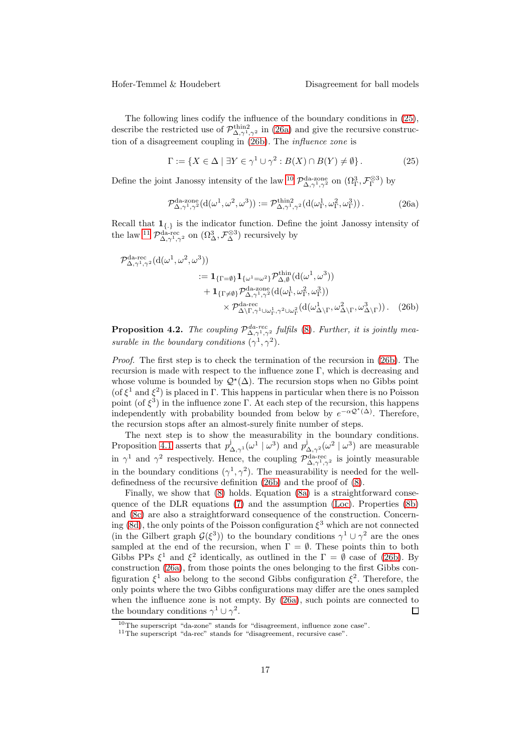The following lines codify the influence of the boundary conditions in (25), describe the restricted use of $\mathcal{P}^{\text{thin2}}_{\Delta,\gamma^1,\gamma^2}$ in (26a) and give the recursive construction of a disagreement coupling in (26b). The *influence zone* is

$$\Gamma := \{X \in \Delta \mid \exists Y \in \gamma^1 \cup \gamma^2 : B(X) \cap B(Y) \neq \emptyset\}\,. \tag{25}$$

Define the joint Janossy intensity of the law [10] $\mathcal{P}^{\text{da-zone}}_{\Delta,\gamma^1,\gamma^2}$ on $(\Omega^3_\Gamma, \mathcal{F}^{\otimes 3}_\Gamma)$ by

$$\mathcal{P}^{\text{da-zone}}_{\Delta,\gamma^1,\gamma^2}(\mathrm{d}(\omega^1,\omega^2,\omega^3)) := \mathcal{P}^{\text{thin2}}_{\Delta,\gamma^1,\gamma^2}(\mathrm{d}(\omega^1_\Gamma,\omega^2_\Gamma,\omega^3_\Gamma))\,. \tag{26a}$$

Recall that $\mathbf{1}_{\{.\}}$ is the indicator function. Define the joint Janossy intensity of the law [11] $\mathcal{P}^{\text{da-rec}}_{\Delta,\gamma^1,\gamma^2}$ on $(\Omega^3_\Delta, \mathcal{F}^{\otimes 3}_\Delta)$ recursively by

$$\begin{aligned}
\mathcal{P}^{\text{da-rec}}_{\Delta,\gamma^1,\gamma^2}&(\mathrm{d}(\omega^1,\omega^2,\omega^3)) \\
&:= \mathbf{1}_{\{\Gamma=\emptyset\}}\mathbf{1}_{\{\omega^1=\omega^2\}}\mathcal{P}^{\text{thin}}_{\Delta,\emptyset}(\mathrm{d}(\omega^1,\omega^3)) \\
&\quad + \mathbf{1}_{\{\Gamma\neq\emptyset\}}\mathcal{P}^{\text{da-zone}}_{\Delta,\gamma^1,\gamma^2}(\mathrm{d}(\omega^1_\Gamma,\omega^2_\Gamma,\omega^3_\Gamma)) \\
&\qquad \times \mathcal{P}^{\text{da-rec}}_{\Delta\setminus\Gamma,\gamma^1\cup\omega^1_\Gamma,\gamma^2\cup\omega^2_\Gamma}(\mathrm{d}(\omega^1_{\Delta\setminus\Gamma},\omega^2_{\Delta\setminus\Gamma},\omega^3_{\Delta\setminus\Gamma}))\,.
\end{aligned} \tag{26b}$$

**Proposition 4.2.** *The coupling $\mathcal{P}^{da\text{-}rec}_{\Delta,\gamma^1,\gamma^2}$ fulfils (8). Further, it is jointly measurable in the boundary conditions $(\gamma^1,\gamma^2)$.*

*Proof.* The first step is to check the termination of the recursion in (26b). The recursion is made with respect to the influence zone $\Gamma$, which is decreasing and whose volume is bounded by $\mathcal{Q}^\star(\Delta)$. The recursion stops when no Gibbs point (of $\xi^1$ and $\xi^2$) is placed in $\Gamma$. This happens in particular when there is no Poisson point (of $\xi^3$) in the influence zone $\Gamma$. At each step of the recursion, this happens independently with probability bounded from below by $e^{-\alpha\mathcal{Q}^\star(\Delta)}$. Therefore, the recursion stops after an almost-surely finite number of steps.

The next step is to show the measurability in the boundary conditions. Proposition 4.1 asserts that $p^{\text{j}}_{\Delta,\gamma^1}(\omega^1 \mid \omega^3)$ and $p^{\text{j}}_{\Delta,\gamma^2}(\omega^2 \mid \omega^3)$ are measurable in $\gamma^1$ and $\gamma^2$ respectively. Hence, the coupling $\mathcal{P}^{\text{da-rec}}_{\Delta,\gamma^1,\gamma^2}$ is jointly measurable in the boundary conditions $(\gamma^1,\gamma^2)$. The measurability is needed for the well-definedness of the recursive definition (26b) and the proof of (8).

Finally, we show that (8) holds. Equation (8a) is a straightforward consequence of the DLR equations (7) and the assumption (Loc). Properties (8b) and (8c) are also a straightforward consequence of the construction. Concerning (8d), the only points of the Poisson configuration $\xi^3$ which are not connected (in the Gilbert graph $\mathcal{G}(\xi^3)$) to the boundary conditions $\gamma^1\cup\gamma^2$ are the ones sampled at the end of the recursion, when $\Gamma=\emptyset$. These points thin to both Gibbs PPs $\xi^1$ and $\xi^2$ identically, as outlined in the $\Gamma=\emptyset$ case of (26b). By construction (26a), from those points the ones belonging to the first Gibbs configuration $\xi^1$ also belong to the second Gibbs configuration $\xi^2$. Therefore, the only points where the two Gibbs configurations may differ are the ones sampled when the influence zone is not empty. By (26a), such points are connected to the boundary conditions $\gamma^1\cup\gamma^2$. □

[10] The superscript "da-zone" stands for "disagreement, influence zone case".

[11] The superscript "da-rec" stands for "disagreement, recursive case".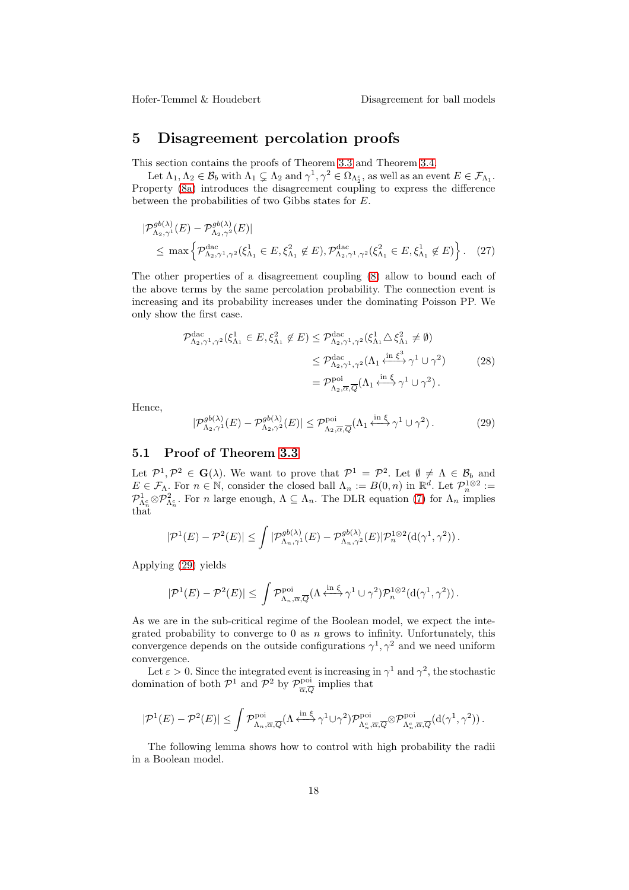# 5 Disagreement percolation proofs

This section contains the proofs of Theorem 3.3 and Theorem 3.4.

Let $\Lambda_1, \Lambda_2 \in \mathcal{B}_b$ with $\Lambda_1 \subsetneq \Lambda_2$ and $\gamma^1, \gamma^2 \in \Omega_{\Lambda_2^c}$, as well as an event $E \in \mathcal{F}_{\Lambda_1}$. Property (8a) introduces the disagreement coupling to express the difference between the probabilities of two Gibbs states for $E$.

$$
\begin{aligned}
&|\mathcal{P}^{gb(\lambda)}_{\Lambda_2,\gamma^1}(E) - \mathcal{P}^{gb(\lambda)}_{\Lambda_2,\gamma^2}(E)| \\
&\quad \leq \max\left\{ \mathcal{P}^{\mathrm{dac}}_{\Lambda_2,\gamma^1,\gamma^2}(\xi^1_{\Lambda_1} \in E, \xi^2_{\Lambda_1} \notin E), \mathcal{P}^{\mathrm{dac}}_{\Lambda_2,\gamma^1,\gamma^2}(\xi^2_{\Lambda_1} \in E, \xi^1_{\Lambda_1} \notin E) \right\}. \quad (27)
\end{aligned}
$$

The other properties of a disagreement coupling (8) allow to bound each of the above terms by the same percolation probability. The connection event is increasing and its probability increases under the dominating Poisson PP. We only show the first case.

$$
\begin{aligned}
\mathcal{P}^{\mathrm{dac}}_{\Lambda_2,\gamma^1,\gamma^2}(\xi^1_{\Lambda_1} \in E, \xi^2_{\Lambda_1} \notin E) &\leq \mathcal{P}^{\mathrm{dac}}_{\Lambda_2,\gamma^1,\gamma^2}(\xi^1_{\Lambda_1} \triangle \xi^2_{\Lambda_1} \neq \emptyset) \\
&\leq \mathcal{P}^{\mathrm{dac}}_{\Lambda_2,\gamma^1,\gamma^2}(\Lambda_1 \overset{\text{in } \xi^3}{\longleftrightarrow} \gamma^1 \cup \gamma^2) \qquad (28) \\
&= \mathcal{P}^{\mathrm{poi}}_{\Lambda_2,\overline{\alpha},\overline{Q}}(\Lambda_1 \overset{\text{in } \xi}{\longleftrightarrow} \gamma^1 \cup \gamma^2)\,.
\end{aligned}
$$

Hence,

$$
|\mathcal{P}^{gb(\lambda)}_{\Lambda_2,\gamma^1}(E) - \mathcal{P}^{gb(\lambda)}_{\Lambda_2,\gamma^2}(E)| \leq \mathcal{P}^{\mathrm{poi}}_{\Lambda_2,\overline{\alpha},\overline{Q}}(\Lambda_1 \overset{\text{in } \xi}{\longleftrightarrow} \gamma^1 \cup \gamma^2)\,. \qquad (29)
$$

## 5.1 Proof of Theorem 3.3

Let $\mathcal{P}^1, \mathcal{P}^2 \in \mathbf{G}(\lambda)$. We want to prove that $\mathcal{P}^1 = \mathcal{P}^2$. Let $\emptyset \neq \Lambda \in \mathcal{B}_b$ and $E \in \mathcal{F}_\Lambda$. For $n \in \mathbb{N}$, consider the closed ball $\Lambda_n := B(0, n)$ in $\mathbb{R}^d$. Let $\mathcal{P}^{1\otimes 2}_n := \mathcal{P}^1_{\Lambda^c_n} \otimes \mathcal{P}^2_{\Lambda^c_n}$. For $n$ large enough, $\Lambda \subseteq \Lambda_n$. The DLR equation (7) for $\Lambda_n$ implies that

$$
|\mathcal{P}^1(E) - \mathcal{P}^2(E)| \leq \int |\mathcal{P}^{gb(\lambda)}_{\Lambda_n,\gamma^1}(E) - \mathcal{P}^{gb(\lambda)}_{\Lambda_n,\gamma^2}(E)| \mathcal{P}^{1\otimes 2}_n(\mathrm{d}(\gamma^1, \gamma^2))\,.
$$

Applying (29) yields

$$
|\mathcal{P}^1(E) - \mathcal{P}^2(E)| \leq \int \mathcal{P}^{\mathrm{poi}}_{\Lambda_n,\overline{\alpha},\overline{Q}}(\Lambda \overset{\text{in } \xi}{\longleftrightarrow} \gamma^1 \cup \gamma^2) \mathcal{P}^{1\otimes 2}_n(\mathrm{d}(\gamma^1, \gamma^2))\,.
$$

As we are in the sub-critical regime of the Boolean model, we expect the integrated probability to converge to 0 as $n$ grows to infinity. Unfortunately, this convergence depends on the outside configurations $\gamma^1, \gamma^2$ and we need uniform convergence.

Let $\varepsilon > 0$. Since the integrated event is increasing in $\gamma^1$ and $\gamma^2$, the stochastic domination of both $\mathcal{P}^1$ and $\mathcal{P}^2$ by $\mathcal{P}^{\mathrm{poi}}_{\overline{\alpha},\overline{Q}}$ implies that

$$
|\mathcal{P}^1(E) - \mathcal{P}^2(E)| \leq \int \mathcal{P}^{\mathrm{poi}}_{\Lambda_n,\overline{\alpha},\overline{Q}}(\Lambda \overset{\text{in } \xi}{\longleftrightarrow} \gamma^1 \cup \gamma^2) \mathcal{P}^{\mathrm{poi}}_{\Lambda^c_n,\overline{\alpha},\overline{Q}} \otimes \mathcal{P}^{\mathrm{poi}}_{\Lambda^c_n,\overline{\alpha},\overline{Q}}(\mathrm{d}(\gamma^1, \gamma^2))\,.
$$

The following lemma shows how to control with high probability the radii in a Boolean model.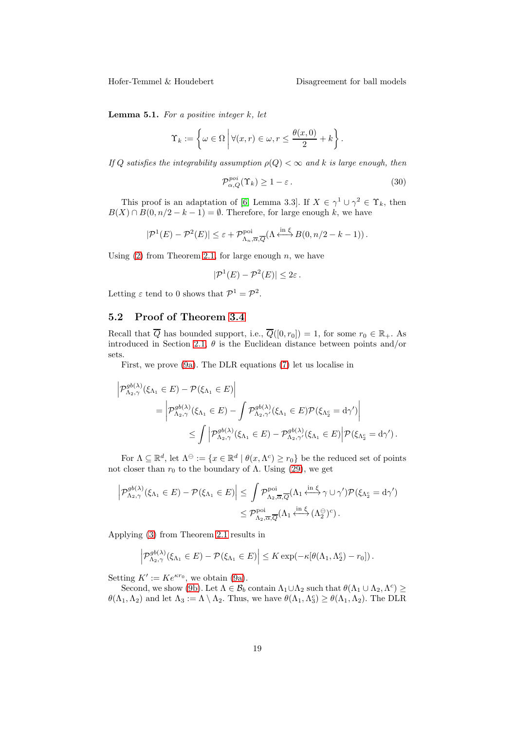**Lemma 5.1.** *For a positive integer $k$, let*

$$\Upsilon_k := \left\{ \omega \in \Omega \,\middle|\, \forall (x,r) \in \omega, r \leq \frac{\theta(x,0)}{2} + k \right\}.$$

*If $Q$ satisfies the integrability assumption $\rho(Q) < \infty$ and $k$ is large enough, then*

$$\mathcal{P}^{poi}_{\alpha,Q}(\Upsilon_k) \geq 1 - \varepsilon\,. \tag{30}$$

This proof is an adaptation of [6, Lemma 3.3]. If $X \in \gamma^1 \cup \gamma^2 \in \Upsilon_k$, then $B(X) \cap B(0, n/2 - k - 1) = \emptyset$. Therefore, for large enough $k$, we have

$$|\mathcal{P}^1(E) - \mathcal{P}^2(E)| \leq \varepsilon + \mathcal{P}^{\text{poi}}_{\Lambda_n,\overline{\alpha},\overline{Q}}(\Lambda \overset{\text{in } \xi}{\longleftrightarrow} B(0, n/2 - k - 1))\,.$$

Using (2) from Theorem 2.1, for large enough $n$, we have

$$|\mathcal{P}^1(E) - \mathcal{P}^2(E)| \leq 2\varepsilon\,.$$

Letting $\varepsilon$ tend to 0 shows that $\mathcal{P}^1 = \mathcal{P}^2$.

## 5.2 Proof of Theorem 3.4

Recall that $\overline{Q}$ has bounded support, i.e., $\overline{Q}([0, r_0]) = 1$, for some $r_0 \in \mathbb{R}_+$. As introduced in Section 2.1, $\theta$ is the Euclidean distance between points and/or sets.

First, we prove (9a). The DLR equations (7) let us localise in

$$\begin{aligned}
&\left|\mathcal{P}^{gb(\lambda)}_{\Lambda_2,\gamma}(\xi_{\Lambda_1} \in E) - \mathcal{P}(\xi_{\Lambda_1} \in E)\right| \\
&\qquad = \left|\mathcal{P}^{gb(\lambda)}_{\Lambda_2,\gamma}(\xi_{\Lambda_1} \in E) - \int \mathcal{P}^{gb(\lambda)}_{\Lambda_2,\gamma'}(\xi_{\Lambda_1} \in E)\mathcal{P}(\xi_{\Lambda_2^c} = \mathrm{d}\gamma')\right| \\
&\qquad\qquad \leq \int \left|\mathcal{P}^{gb(\lambda)}_{\Lambda_2,\gamma}(\xi_{\Lambda_1} \in E) - \mathcal{P}^{gb(\lambda)}_{\Lambda_2,\gamma'}(\xi_{\Lambda_1} \in E)\right|\mathcal{P}(\xi_{\Lambda_2^c} = \mathrm{d}\gamma')\,.
\end{aligned}$$

For $\Lambda \subseteq \mathbb{R}^d$, let $\Lambda^\ominus := \{x \in \mathbb{R}^d \mid \theta(x, \Lambda^c) \geq r_0\}$ be the reduced set of points not closer than $r_0$ to the boundary of $\Lambda$. Using (29), we get

$$\begin{aligned}
\left|\mathcal{P}^{gb(\lambda)}_{\Lambda_2,\gamma}(\xi_{\Lambda_1} \in E) - \mathcal{P}(\xi_{\Lambda_1} \in E)\right| &\leq \int \mathcal{P}^{\text{poi}}_{\Lambda_2,\overline{\alpha},\overline{Q}}(\Lambda_1 \overset{\text{in } \xi}{\longleftrightarrow} \gamma \cup \gamma')\mathcal{P}(\xi_{\Lambda_2^c} = \mathrm{d}\gamma') \\
&\leq \mathcal{P}^{\text{poi}}_{\Lambda_2,\overline{\alpha},\overline{Q}}(\Lambda_1 \overset{\text{in } \xi}{\longleftrightarrow} (\Lambda_2^\ominus)^c)\,.
\end{aligned}$$

Applying (3) from Theorem 2.1 results in

$$\left|\mathcal{P}^{gb(\lambda)}_{\Lambda_2,\gamma}(\xi_{\Lambda_1} \in E) - \mathcal{P}(\xi_{\Lambda_1} \in E)\right| \leq K \exp(-\kappa[\theta(\Lambda_1, \Lambda_2^c) - r_0])\,.$$

Setting $K' := Ke^{\kappa r_0}$, we obtain (9a).

Second, we show (9b). Let $\Lambda \in \mathcal{B}_b$ contain $\Lambda_1 \cup \Lambda_2$ such that $\theta(\Lambda_1 \cup \Lambda_2, \Lambda^c) \geq \theta(\Lambda_1, \Lambda_2)$ and let $\Lambda_3 := \Lambda \setminus \Lambda_2$. Thus, we have $\theta(\Lambda_1, \Lambda_3^c) \geq \theta(\Lambda_1, \Lambda_2)$. The DLR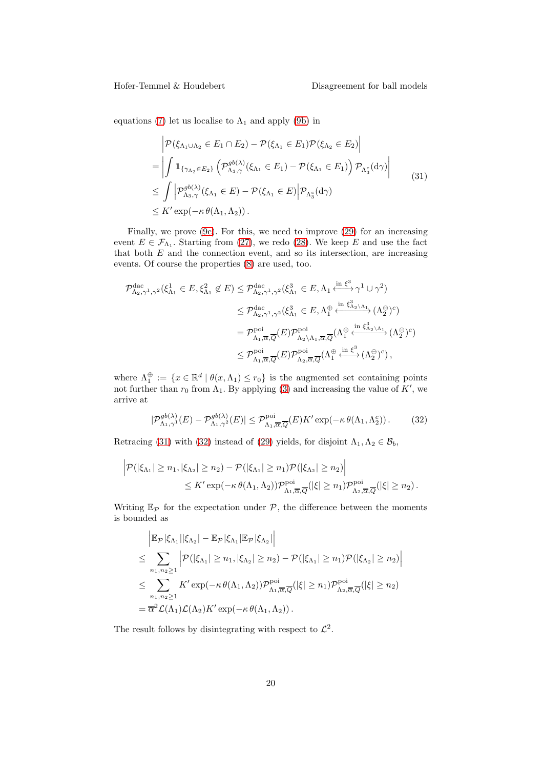equations (7) let us localise to $\Lambda_1$ and apply (9b) in

$$
\begin{aligned}
&\left|\mathcal{P}(\xi_{\Lambda_1\cup\Lambda_2} \in E_1 \cap E_2) - \mathcal{P}(\xi_{\Lambda_1} \in E_1)\mathcal{P}(\xi_{\Lambda_2} \in E_2)\right| \\
&= \left| \int \mathbf{1}_{\{\gamma_{\Lambda_2} \in E_2\}} \left( \mathcal{P}^{gb(\lambda)}_{\Lambda_3,\gamma}(\xi_{\Lambda_1} \in E_1) - \mathcal{P}(\xi_{\Lambda_1} \in E_1) \right) \mathcal{P}_{\Lambda_3^c}(\mathrm{d}\gamma) \right| \\
&\leq \int \left| \mathcal{P}^{gb(\lambda)}_{\Lambda_3,\gamma}(\xi_{\Lambda_1} \in E) - \mathcal{P}(\xi_{\Lambda_1} \in E) \right| \mathcal{P}_{\Lambda_3^c}(\mathrm{d}\gamma) \\
&\leq K' \exp(-\kappa\, \theta(\Lambda_1, \Lambda_2)) \, .
\end{aligned}
\tag{31}
$$

Finally, we prove (9c). For this, we need to improve (29) for an increasing event $E \in \mathcal{F}_{\Lambda_1}$. Starting from (27), we redo (28). We keep $E$ and use the fact that both $E$ and the connection event, and so its intersection, are increasing events. Of course the properties (8) are used, too.

$$
\begin{aligned}
\mathcal{P}^{\mathrm{dac}}_{\Lambda_2,\gamma^1,\gamma^2}(\xi^1_{\Lambda_1} \in E, \xi^2_{\Lambda_1} \notin E) &\leq \mathcal{P}^{\mathrm{dac}}_{\Lambda_2,\gamma^1,\gamma^2}(\xi^3_{\Lambda_1} \in E, \Lambda_1 \xleftrightarrow{\text{in } \xi^3} \gamma^1 \cup \gamma^2) \\
&\leq \mathcal{P}^{\mathrm{dac}}_{\Lambda_2,\gamma^1,\gamma^2}(\xi^3_{\Lambda_1} \in E, \Lambda_1^{\oplus} \xleftrightarrow{\text{in } \xi^3_{\Lambda_2\setminus\Lambda_1}} (\Lambda_2^{\ominus})^c) \\
&= \mathcal{P}^{\mathrm{poi}}_{\Lambda_1,\overline{\alpha},\overline{Q}}(E) \mathcal{P}^{\mathrm{poi}}_{\Lambda_2\setminus\Lambda_1,\overline{\alpha},\overline{Q}}(\Lambda_1^{\oplus} \xleftrightarrow{\text{in } \xi^3_{\Lambda_2\setminus\Lambda_1}} (\Lambda_2^{\ominus})^c) \\
&\leq \mathcal{P}^{\mathrm{poi}}_{\Lambda_1,\overline{\alpha},\overline{Q}}(E) \mathcal{P}^{\mathrm{poi}}_{\Lambda_2,\overline{\alpha},\overline{Q}}(\Lambda_1^{\oplus} \xleftrightarrow{\text{in } \xi^3} (\Lambda_2^{\ominus})^c) \, ,
\end{aligned}
$$

where $\Lambda_1^{\oplus} := \{x \in \mathbb{R}^d \mid \theta(x, \Lambda_1) \leq r_0\}$ is the augmented set containing points not further than $r_0$ from $\Lambda_1$. By applying (3) and increasing the value of $K'$, we arrive at

$$
|\mathcal{P}^{gb(\lambda)}_{\Lambda_1,\gamma^1}(E) - \mathcal{P}^{gb(\lambda)}_{\Lambda_1,\gamma^2}(E)| \leq \mathcal{P}^{\mathrm{poi}}_{\Lambda_1,\overline{\alpha},\overline{Q}}(E) K' \exp(-\kappa\, \theta(\Lambda_1, \Lambda_2^c)) \, . \tag{32}
$$

Retracing (31) with (32) instead of (29) yields, for disjoint $\Lambda_1, \Lambda_2 \in \mathcal{B}_b$,

$$
\begin{aligned}
&\Big| \mathcal{P}(|\xi_{\Lambda_1}| \geq n_1, |\xi_{\Lambda_2}| \geq n_2) - \mathcal{P}(|\xi_{\Lambda_1}| \geq n_1) \mathcal{P}(|\xi_{\Lambda_2}| \geq n_2) \Big| \\
&\qquad \leq K' \exp(-\kappa\, \theta(\Lambda_1, \Lambda_2)) \mathcal{P}^{\mathrm{poi}}_{\Lambda_1,\overline{\alpha},\overline{Q}}(|\xi| \geq n_1) \mathcal{P}^{\mathrm{poi}}_{\Lambda_2,\overline{\alpha},\overline{Q}}(|\xi| \geq n_2) \, .
\end{aligned}
$$

Writing $\mathbb{E}_{\mathcal{P}}$ for the expectation under $\mathcal{P}$, the difference between the moments is bounded as

$$
\begin{aligned}
&\Big| \mathbb{E}_{\mathcal{P}} |\xi_{\Lambda_1}||\xi_{\Lambda_2}| - \mathbb{E}_{\mathcal{P}} |\xi_{\Lambda_1}| \mathbb{E}_{\mathcal{P}} |\xi_{\Lambda_2}| \Big| \\
&\leq \sum_{n_1,n_2 \geq 1} \Big| \mathcal{P}(|\xi_{\Lambda_1}| \geq n_1, |\xi_{\Lambda_2}| \geq n_2) - \mathcal{P}(|\xi_{\Lambda_1}| \geq n_1) \mathcal{P}(|\xi_{\Lambda_2}| \geq n_2) \Big| \\
&\leq \sum_{n_1,n_2 \geq 1} K' \exp(-\kappa\, \theta(\Lambda_1, \Lambda_2)) \mathcal{P}^{\mathrm{poi}}_{\Lambda_1,\overline{\alpha},\overline{Q}}(|\xi| \geq n_1) \mathcal{P}^{\mathrm{poi}}_{\Lambda_2,\overline{\alpha},\overline{Q}}(|\xi| \geq n_2) \\
&= \overline{\alpha}^2 \mathcal{L}(\Lambda_1) \mathcal{L}(\Lambda_2) K' \exp(-\kappa\, \theta(\Lambda_1, \Lambda_2)) \, .
\end{aligned}
$$

The result follows by disintegrating with respect to $\mathcal{L}^2$.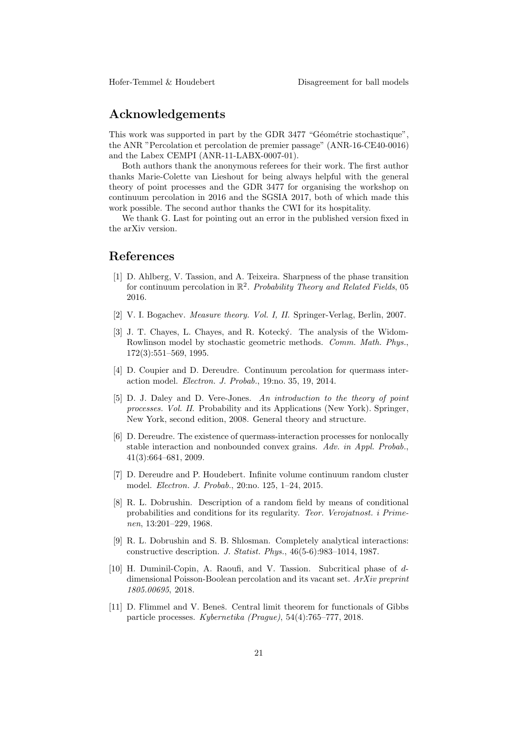## Acknowledgements

This work was supported in part by the GDR 3477 "Géométrie stochastique", the ANR "Percolation et percolation de premier passage" (ANR-16-CE40-0016) and the Labex CEMPI (ANR-11-LABX-0007-01).

Both authors thank the anonymous referees for their work. The first author thanks Marie-Colette van Lieshout for being always helpful with the general theory of point processes and the GDR 3477 for organising the workshop on continuum percolation in 2016 and the SGSIA 2017, both of which made this work possible. The second author thanks the CWI for its hospitality.

We thank G. Last for pointing out an error in the published version fixed in the arXiv version.

## References

[1] D. Ahlberg, V. Tassion, and A. Teixeira. Sharpness of the phase transition for continuum percolation in $\mathbb{R}^2$. *Probability Theory and Related Fields*, 05 2016.

[2] V. I. Bogachev. *Measure theory. Vol. I, II.* Springer-Verlag, Berlin, 2007.

[3] J. T. Chayes, L. Chayes, and R. Kotecký. The analysis of the Widom-Rowlinson model by stochastic geometric methods. *Comm. Math. Phys.*, 172(3):551–569, 1995.

[4] D. Coupier and D. Dereudre. Continuum percolation for quermass interaction model. *Electron. J. Probab.*, 19:no. 35, 19, 2014.

[5] D. J. Daley and D. Vere-Jones. *An introduction to the theory of point processes. Vol. II.* Probability and its Applications (New York). Springer, New York, second edition, 2008. General theory and structure.

[6] D. Dereudre. The existence of quermass-interaction processes for nonlocally stable interaction and nonbounded convex grains. *Adv. in Appl. Probab.*, 41(3):664–681, 2009.

[7] D. Dereudre and P. Houdebert. Infinite volume continuum random cluster model. *Electron. J. Probab.*, 20:no. 125, 1–24, 2015.

[8] R. L. Dobrushin. Description of a random field by means of conditional probabilities and conditions for its regularity. *Teor. Verojatnost. i Primenen*, 13:201–229, 1968.

[9] R. L. Dobrushin and S. B. Shlosman. Completely analytical interactions: constructive description. *J. Statist. Phys.*, 46(5-6):983–1014, 1987.

[10] H. Duminil-Copin, A. Raoufi, and V. Tassion. Subcritical phase of $d$-dimensional Poisson-Boolean percolation and its vacant set. *ArXiv preprint 1805.00695*, 2018.

[11] D. Flimmel and V. Beneš. Central limit theorem for functionals of Gibbs particle processes. *Kybernetika (Prague)*, 54(4):765–777, 2018.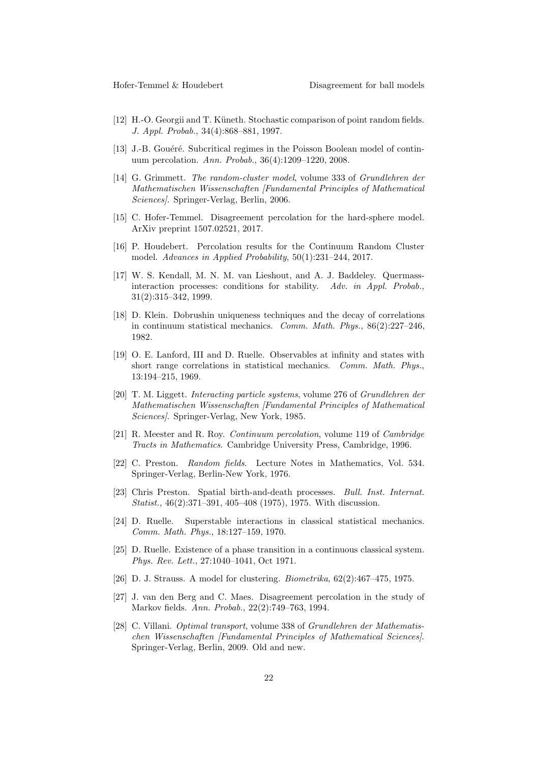[12] H.-O. Georgii and T. Küneth. Stochastic comparison of point random fields. *J. Appl. Probab.*, 34(4):868–881, 1997.

[13] J.-B. Gouéré. Subcritical regimes in the Poisson Boolean model of continuum percolation. *Ann. Probab.*, 36(4):1209–1220, 2008.

[14] G. Grimmett. *The random-cluster model*, volume 333 of *Grundlehren der Mathematischen Wissenschaften [Fundamental Principles of Mathematical Sciences]*. Springer-Verlag, Berlin, 2006.

[15] C. Hofer-Temmel. Disagreement percolation for the hard-sphere model. ArXiv preprint 1507.02521, 2017.

[16] P. Houdebert. Percolation results for the Continuum Random Cluster model. *Advances in Applied Probability*, 50(1):231–244, 2017.

[17] W. S. Kendall, M. N. M. van Lieshout, and A. J. Baddeley. Quermass-interaction processes: conditions for stability. *Adv. in Appl. Probab.*, 31(2):315–342, 1999.

[18] D. Klein. Dobrushin uniqueness techniques and the decay of correlations in continuum statistical mechanics. *Comm. Math. Phys.*, 86(2):227–246, 1982.

[19] O. E. Lanford, III and D. Ruelle. Observables at infinity and states with short range correlations in statistical mechanics. *Comm. Math. Phys.*, 13:194–215, 1969.

[20] T. M. Liggett. *Interacting particle systems*, volume 276 of *Grundlehren der Mathematischen Wissenschaften [Fundamental Principles of Mathematical Sciences]*. Springer-Verlag, New York, 1985.

[21] R. Meester and R. Roy. *Continuum percolation*, volume 119 of *Cambridge Tracts in Mathematics*. Cambridge University Press, Cambridge, 1996.

[22] C. Preston. *Random fields*. Lecture Notes in Mathematics, Vol. 534. Springer-Verlag, Berlin-New York, 1976.

[23] Chris Preston. Spatial birth-and-death processes. *Bull. Inst. Internat. Statist.*, 46(2):371–391, 405–408 (1975), 1975. With discussion.

[24] D. Ruelle. Superstable interactions in classical statistical mechanics. *Comm. Math. Phys.*, 18:127–159, 1970.

[25] D. Ruelle. Existence of a phase transition in a continuous classical system. *Phys. Rev. Lett.*, 27:1040–1041, Oct 1971.

[26] D. J. Strauss. A model for clustering. *Biometrika*, 62(2):467–475, 1975.

[27] J. van den Berg and C. Maes. Disagreement percolation in the study of Markov fields. *Ann. Probab.*, 22(2):749–763, 1994.

[28] C. Villani. *Optimal transport*, volume 338 of *Grundlehren der Mathematischen Wissenschaften [Fundamental Principles of Mathematical Sciences]*. Springer-Verlag, Berlin, 2009. Old and new.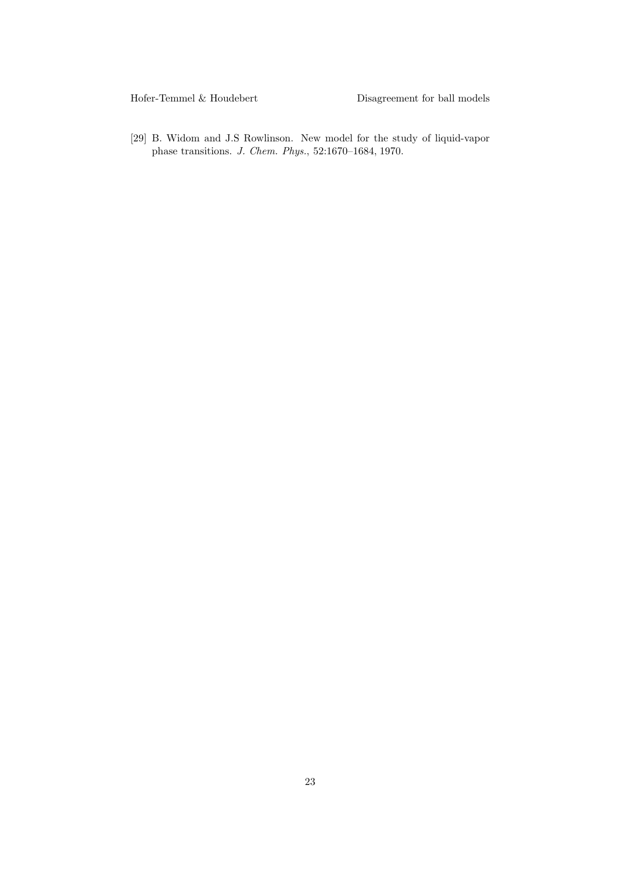[29] B. Widom and J.S Rowlinson. New model for the study of liquid-vapor phase transitions. *J. Chem. Phys.*, 52:1670–1684, 1970.